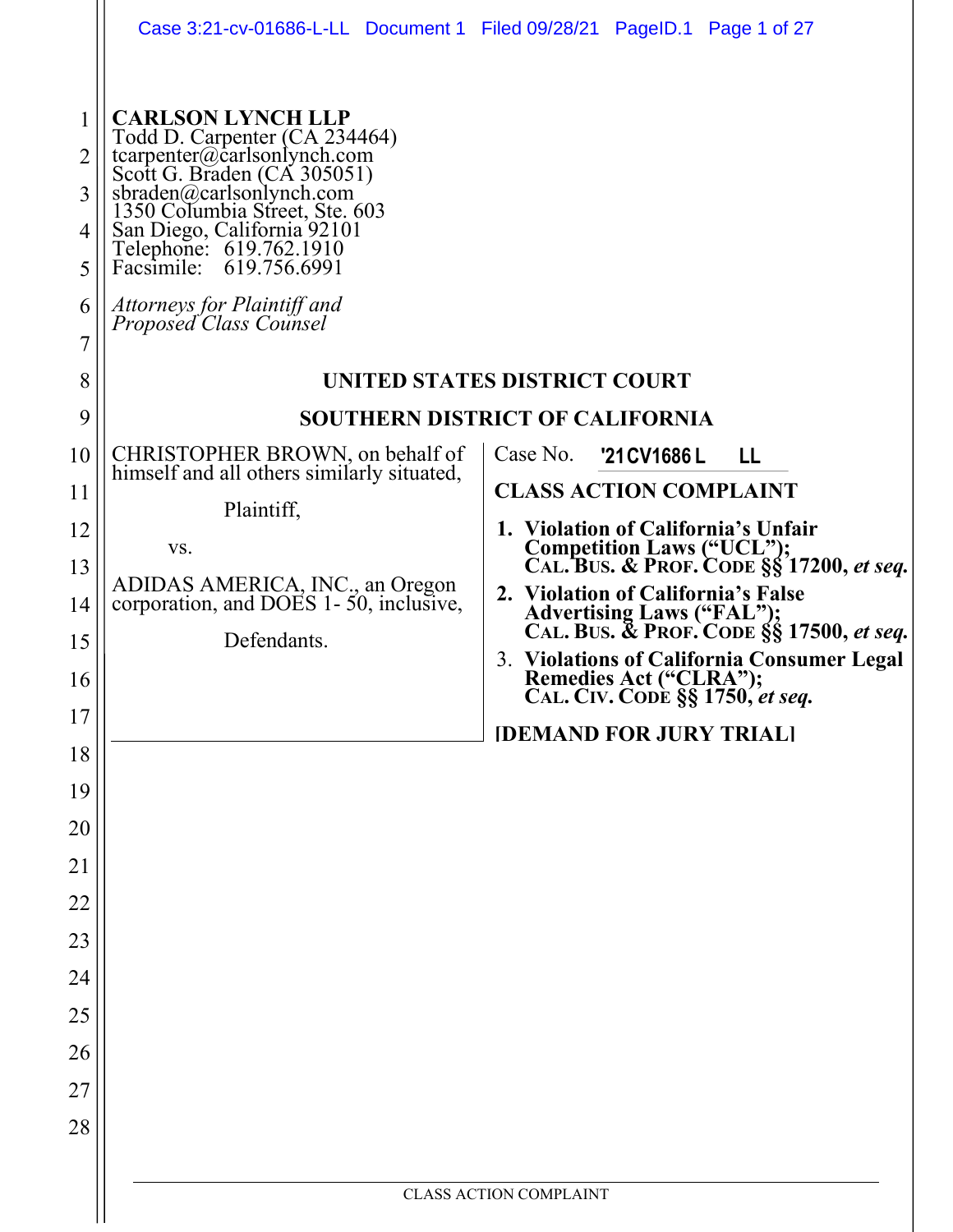**CARLSON LYNCH LLP**
Todd D. Carpenter (CA 234464)
tcarpenter@carlsonlynch.com
Scott G. Braden (CA 305051)
sbraden@carlsonlynch.com
1350 Columbia Street, Ste. 603
San Diego, California 92101
Telephone: 619.762.1910
Facsimile: 619.756.6991

*Attorneys for Plaintiff and Proposed Class Counsel*

**UNITED STATES DISTRICT COURT**

**SOUTHERN DISTRICT OF CALIFORNIA**

CHRISTOPHER BROWN, on behalf of himself and all others similarly situated,

Plaintiff,

vs.

ADIDAS AMERICA, INC., an Oregon corporation, and DOES 1- 50, inclusive,

Defendants.

Case No. **'21CV1686 L LL**

**CLASS ACTION COMPLAINT**

1. **Violation of California's Unfair Competition Laws ("UCL"); CAL. BUS. & PROF. CODE §§ 17200, *et seq.***
2. **Violation of California's False Advertising Laws ("FAL"); CAL. BUS. & PROF. CODE §§ 17500, *et seq.***
3. **Violations of California Consumer Legal Remedies Act ("CLRA"); CAL. CIV. CODE §§ 1750, *et seq.***

**[DEMAND FOR JURY TRIAL]**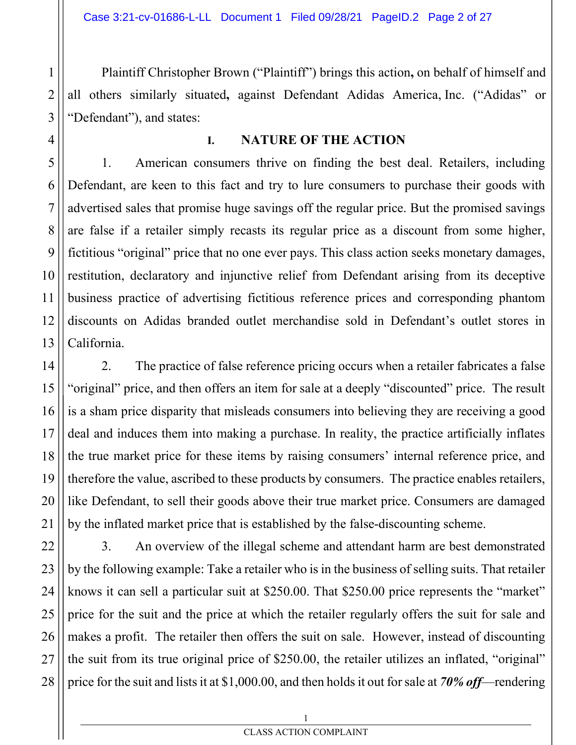Plaintiff Christopher Brown ("Plaintiff") brings this action**,** on behalf of himself and all others similarly situated**,** against Defendant Adidas America, Inc. ("Adidas" or "Defendant"), and states:

## I. NATURE OF THE ACTION

1. American consumers thrive on finding the best deal. Retailers, including Defendant, are keen to this fact and try to lure consumers to purchase their goods with advertised sales that promise huge savings off the regular price. But the promised savings are false if a retailer simply recasts its regular price as a discount from some higher, fictitious "original" price that no one ever pays. This class action seeks monetary damages, restitution, declaratory and injunctive relief from Defendant arising from its deceptive business practice of advertising fictitious reference prices and corresponding phantom discounts on Adidas branded outlet merchandise sold in Defendant's outlet stores in California.

2. The practice of false reference pricing occurs when a retailer fabricates a false "original" price, and then offers an item for sale at a deeply "discounted" price. The result is a sham price disparity that misleads consumers into believing they are receiving a good deal and induces them into making a purchase. In reality, the practice artificially inflates the true market price for these items by raising consumers' internal reference price, and therefore the value, ascribed to these products by consumers. The practice enables retailers, like Defendant, to sell their goods above their true market price. Consumers are damaged by the inflated market price that is established by the false-discounting scheme.

3. An overview of the illegal scheme and attendant harm are best demonstrated by the following example: Take a retailer who is in the business of selling suits. That retailer knows it can sell a particular suit at $250.00. That $250.00 price represents the "market" price for the suit and the price at which the retailer regularly offers the suit for sale and makes a profit. The retailer then offers the suit on sale. However, instead of discounting the suit from its true original price of $250.00, the retailer utilizes an inflated, "original" price for the suit and lists it at $1,000.00, and then holds it out for sale at ***70% off***—rendering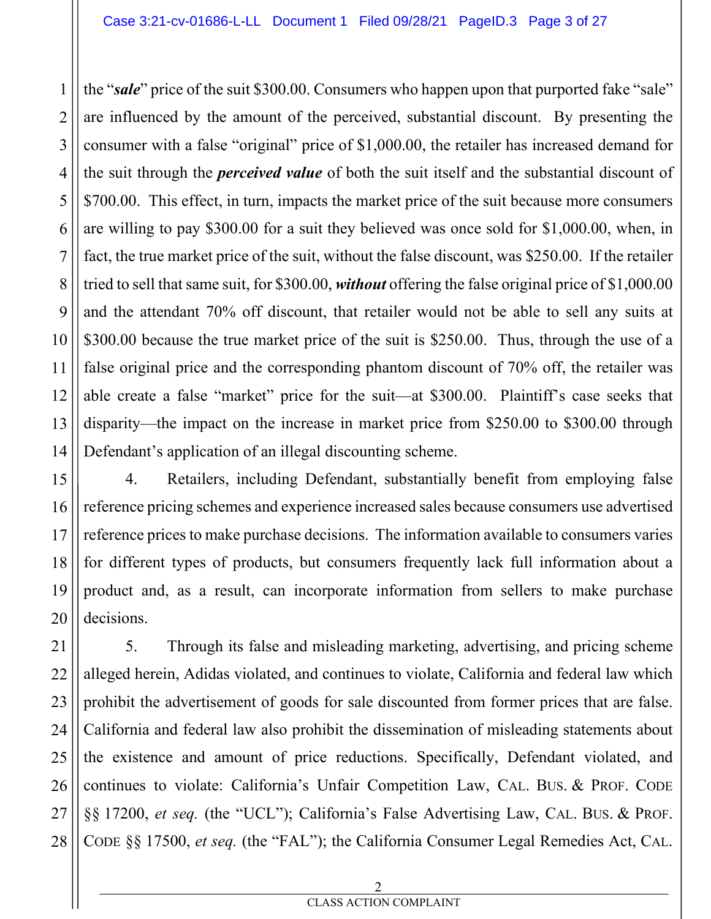the "***sale***" price of the suit $300.00. Consumers who happen upon that purported fake "sale" are influenced by the amount of the perceived, substantial discount. By presenting the consumer with a false "original" price of $1,000.00, the retailer has increased demand for the suit through the ***perceived value*** of both the suit itself and the substantial discount of $700.00. This effect, in turn, impacts the market price of the suit because more consumers are willing to pay $300.00 for a suit they believed was once sold for $1,000.00, when, in fact, the true market price of the suit, without the false discount, was $250.00. If the retailer tried to sell that same suit, for $300.00, ***without*** offering the false original price of $1,000.00 and the attendant 70% off discount, that retailer would not be able to sell any suits at $300.00 because the true market price of the suit is $250.00. Thus, through the use of a false original price and the corresponding phantom discount of 70% off, the retailer was able create a false "market" price for the suit—at $300.00. Plaintiff's case seeks that disparity—the impact on the increase in market price from $250.00 to $300.00 through Defendant's application of an illegal discounting scheme.

4. Retailers, including Defendant, substantially benefit from employing false reference pricing schemes and experience increased sales because consumers use advertised reference prices to make purchase decisions. The information available to consumers varies for different types of products, but consumers frequently lack full information about a product and, as a result, can incorporate information from sellers to make purchase decisions.

5. Through its false and misleading marketing, advertising, and pricing scheme alleged herein, Adidas violated, and continues to violate, California and federal law which prohibit the advertisement of goods for sale discounted from former prices that are false. California and federal law also prohibit the dissemination of misleading statements about the existence and amount of price reductions. Specifically, Defendant violated, and continues to violate: California's Unfair Competition Law, CAL. BUS. & PROF. CODE §§ 17200, *et seq.* (the "UCL"); California's False Advertising Law, CAL. BUS. & PROF. CODE §§ 17500, *et seq.* (the "FAL"); the California Consumer Legal Remedies Act, CAL.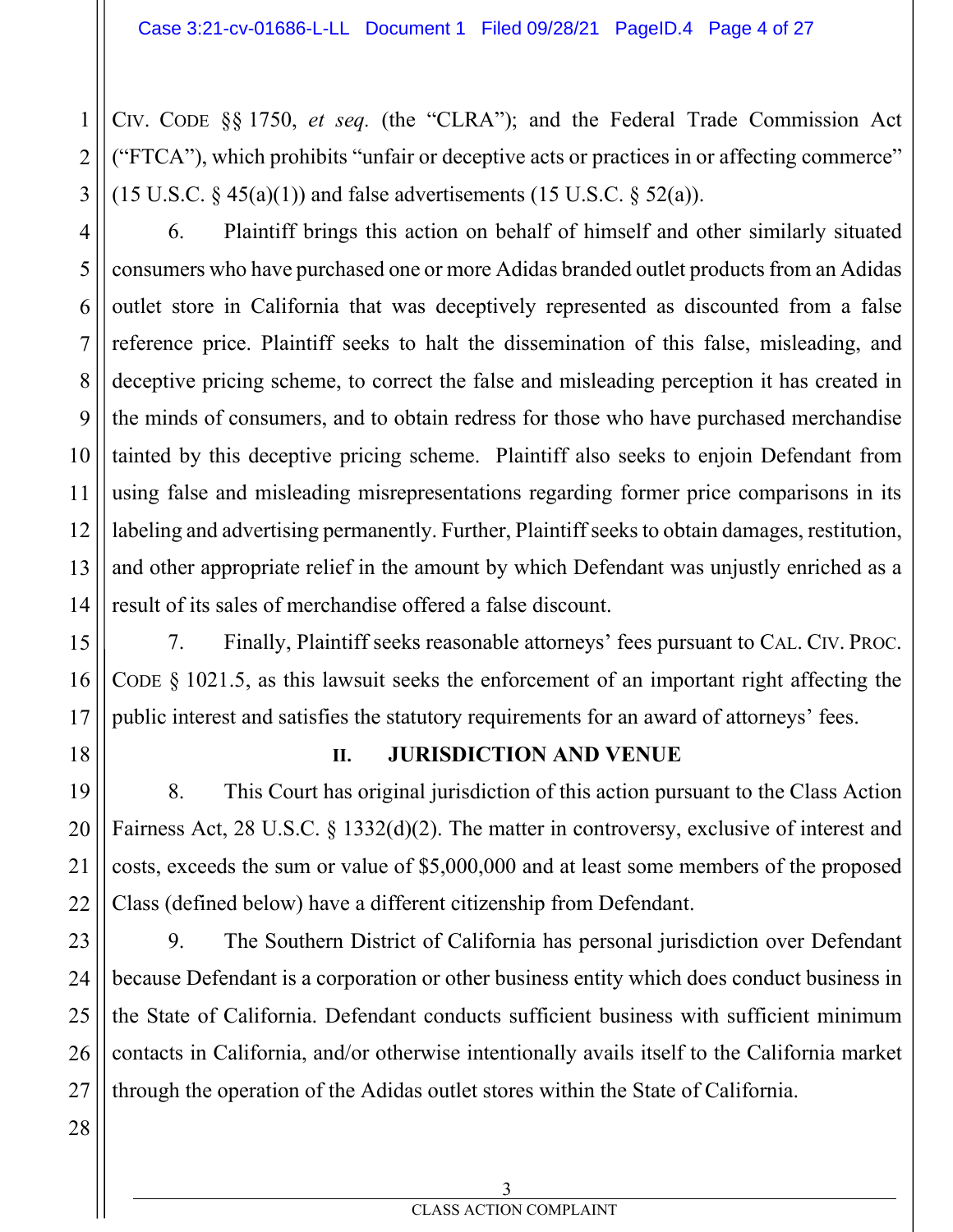CIV. CODE §§ 1750, *et seq.* (the "CLRA"); and the Federal Trade Commission Act ("FTCA"), which prohibits "unfair or deceptive acts or practices in or affecting commerce" (15 U.S.C. § 45(a)(1)) and false advertisements (15 U.S.C. § 52(a)).

6. Plaintiff brings this action on behalf of himself and other similarly situated consumers who have purchased one or more Adidas branded outlet products from an Adidas outlet store in California that was deceptively represented as discounted from a false reference price. Plaintiff seeks to halt the dissemination of this false, misleading, and deceptive pricing scheme, to correct the false and misleading perception it has created in the minds of consumers, and to obtain redress for those who have purchased merchandise tainted by this deceptive pricing scheme. Plaintiff also seeks to enjoin Defendant from using false and misleading misrepresentations regarding former price comparisons in its labeling and advertising permanently. Further, Plaintiff seeks to obtain damages, restitution, and other appropriate relief in the amount by which Defendant was unjustly enriched as a result of its sales of merchandise offered a false discount.

7. Finally, Plaintiff seeks reasonable attorneys' fees pursuant to CAL. CIV. PROC. CODE § 1021.5, as this lawsuit seeks the enforcement of an important right affecting the public interest and satisfies the statutory requirements for an award of attorneys' fees.

## II. JURISDICTION AND VENUE

8. This Court has original jurisdiction of this action pursuant to the Class Action Fairness Act, 28 U.S.C. § 1332(d)(2). The matter in controversy, exclusive of interest and costs, exceeds the sum or value of $5,000,000 and at least some members of the proposed Class (defined below) have a different citizenship from Defendant.

9. The Southern District of California has personal jurisdiction over Defendant because Defendant is a corporation or other business entity which does conduct business in the State of California. Defendant conducts sufficient business with sufficient minimum contacts in California, and/or otherwise intentionally avails itself to the California market through the operation of the Adidas outlet stores within the State of California.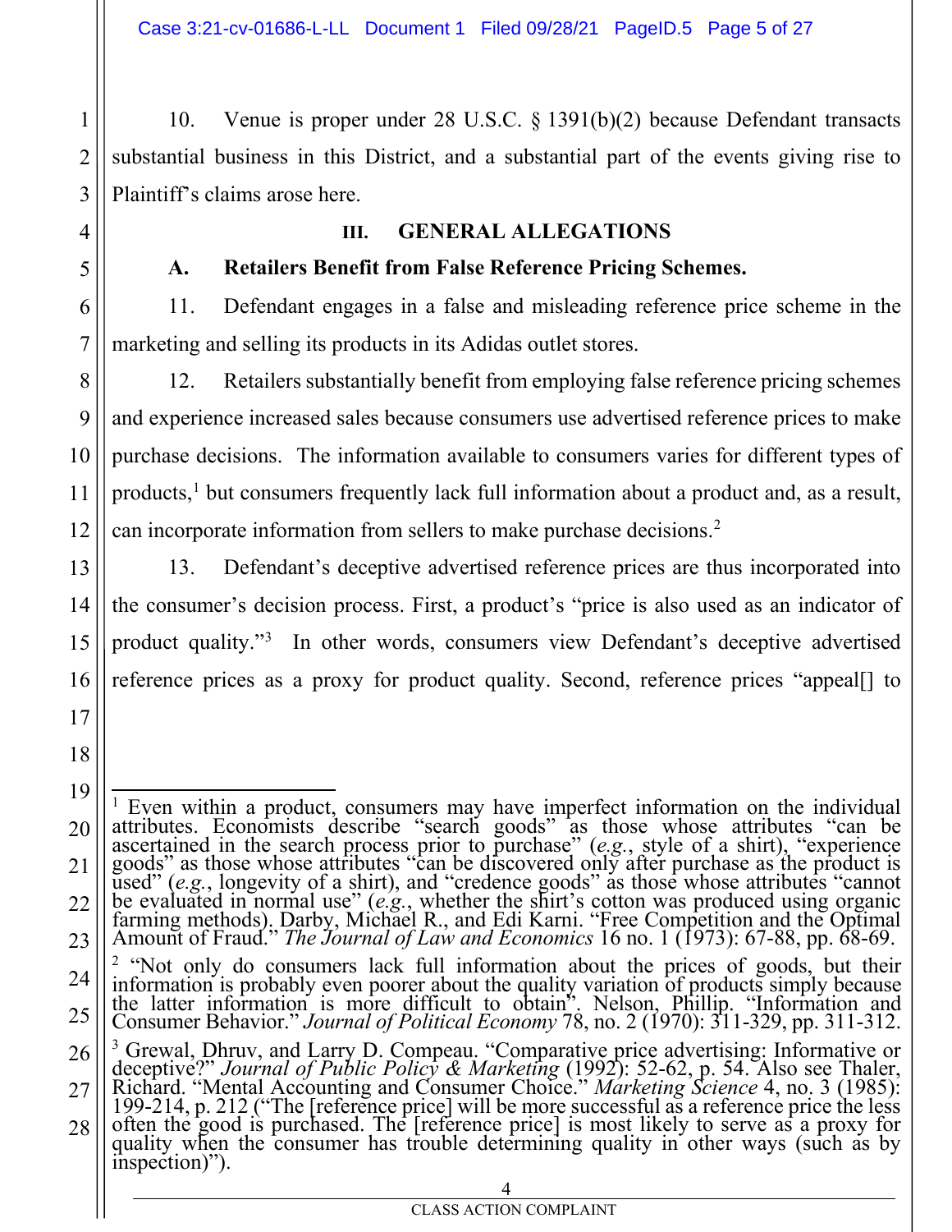10. Venue is proper under 28 U.S.C. § 1391(b)(2) because Defendant transacts substantial business in this District, and a substantial part of the events giving rise to Plaintiff's claims arose here.

## III. GENERAL ALLEGATIONS

### A. Retailers Benefit from False Reference Pricing Schemes.

11. Defendant engages in a false and misleading reference price scheme in the marketing and selling its products in its Adidas outlet stores.

12. Retailers substantially benefit from employing false reference pricing schemes and experience increased sales because consumers use advertised reference prices to make purchase decisions. The information available to consumers varies for different types of products,[1] but consumers frequently lack full information about a product and, as a result, can incorporate information from sellers to make purchase decisions.[2]

13. Defendant's deceptive advertised reference prices are thus incorporated into the consumer's decision process. First, a product's "price is also used as an indicator of product quality."[3] In other words, consumers view Defendant's deceptive advertised reference prices as a proxy for product quality. Second, reference prices "appeal[] to

---

[1] Even within a product, consumers may have imperfect information on the individual attributes. Economists describe "search goods" as those whose attributes "can be ascertained in the search process prior to purchase" (*e.g.*, style of a shirt), "experience goods" as those whose attributes "can be discovered only after purchase as the product is used" (*e.g.*, longevity of a shirt), and "credence goods" as those whose attributes "cannot be evaluated in normal use" (*e.g.*, whether the shirt's cotton was produced using organic farming methods). Darby, Michael R., and Edi Karni. "Free Competition and the Optimal Amount of Fraud." *The Journal of Law and Economics* 16 no. 1 (1973): 67-88, pp. 68-69.

[2] "Not only do consumers lack full information about the prices of goods, but their information is probably even poorer about the quality variation of products simply because the latter information is more difficult to obtain". Nelson, Phillip. "Information and Consumer Behavior." *Journal of Political Economy* 78, no. 2 (1970): 311-329, pp. 311-312.

[3] Grewal, Dhruv, and Larry D. Compeau. "Comparative price advertising: Informative or deceptive?" *Journal of Public Policy & Marketing* (1992): 52-62, p. 54. Also see Thaler, Richard. "Mental Accounting and Consumer Choice." *Marketing Science* 4, no. 3 (1985): 199-214, p. 212 ("The [reference price] will be more successful as a reference price the less often the good is purchased. The [reference price] is most likely to serve as a proxy for quality when the consumer has trouble determining quality in other ways (such as by inspection)").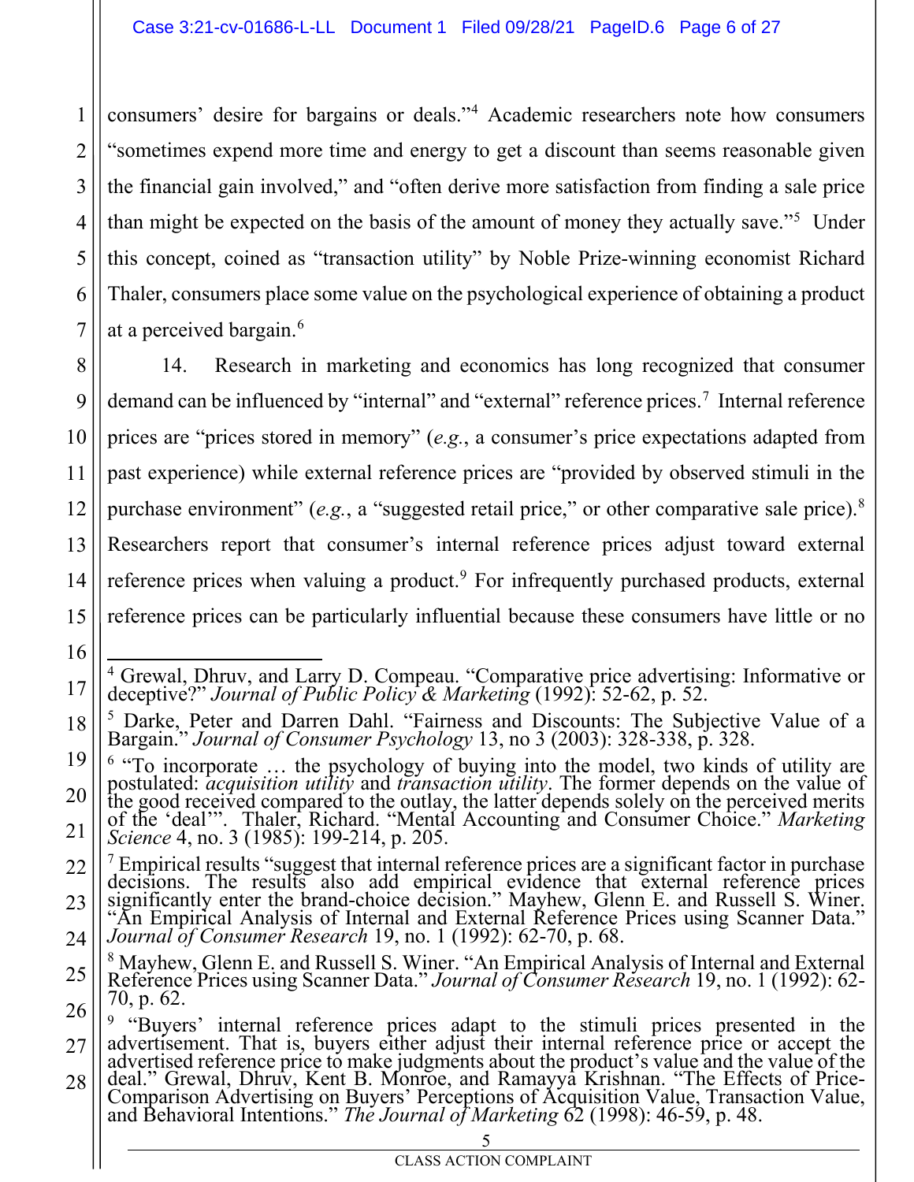consumers' desire for bargains or deals."[4] Academic researchers note how consumers "sometimes expend more time and energy to get a discount than seems reasonable given the financial gain involved," and "often derive more satisfaction from finding a sale price than might be expected on the basis of the amount of money they actually save."[5] Under this concept, coined as "transaction utility" by Noble Prize-winning economist Richard Thaler, consumers place some value on the psychological experience of obtaining a product at a perceived bargain.[6]

14. Research in marketing and economics has long recognized that consumer demand can be influenced by "internal" and "external" reference prices.[7] Internal reference prices are "prices stored in memory" (*e.g.*, a consumer's price expectations adapted from past experience) while external reference prices are "provided by observed stimuli in the purchase environment" (*e.g.*, a "suggested retail price," or other comparative sale price).[8] Researchers report that consumer's internal reference prices adjust toward external reference prices when valuing a product.[9] For infrequently purchased products, external reference prices can be particularly influential because these consumers have little or no

---

[4] Grewal, Dhruv, and Larry D. Compeau. "Comparative price advertising: Informative or deceptive?" *Journal of Public Policy & Marketing* (1992): 52-62, p. 52.

[5] Darke, Peter and Darren Dahl. "Fairness and Discounts: The Subjective Value of a Bargain." *Journal of Consumer Psychology* 13, no 3 (2003): 328-338, p. 328.

[6] "To incorporate … the psychology of buying into the model, two kinds of utility are postulated: *acquisition utility* and *transaction utility*. The former depends on the value of the good received compared to the outlay, the latter depends solely on the perceived merits of the 'deal'". Thaler, Richard. "Mental Accounting and Consumer Choice." *Marketing Science* 4, no. 3 (1985): 199-214, p. 205.

[7] Empirical results "suggest that internal reference prices are a significant factor in purchase decisions. The results also add empirical evidence that external reference prices significantly enter the brand-choice decision." Mayhew, Glenn E. and Russell S. Winer. "An Empirical Analysis of Internal and External Reference Prices using Scanner Data." *Journal of Consumer Research* 19, no. 1 (1992): 62-70, p. 68.

[8] Mayhew, Glenn E. and Russell S. Winer. "An Empirical Analysis of Internal and External Reference Prices using Scanner Data." *Journal of Consumer Research* 19, no. 1 (1992): 62-70, p. 62.

[9] "Buyers' internal reference prices adapt to the stimuli prices presented in the advertisement. That is, buyers either adjust their internal reference price or accept the advertised reference price to make judgments about the product's value and the value of the deal." Grewal, Dhruv, Kent B. Monroe, and Ramayya Krishnan. "The Effects of Price-Comparison Advertising on Buyers' Perceptions of Acquisition Value, Transaction Value, and Behavioral Intentions." *The Journal of Marketing* 62 (1998): 46-59, p. 48.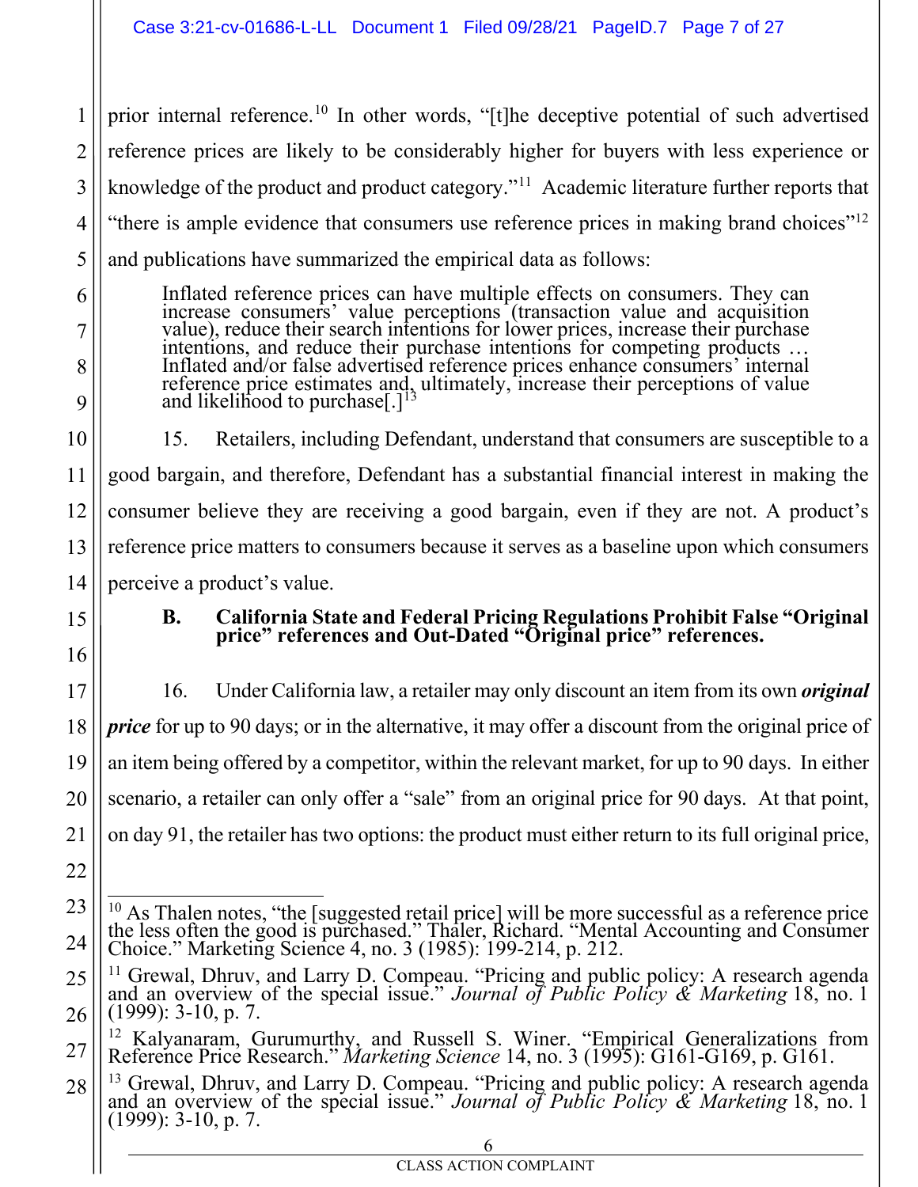prior internal reference.[10] In other words, "[t]he deceptive potential of such advertised reference prices are likely to be considerably higher for buyers with less experience or knowledge of the product and product category."[11] Academic literature further reports that "there is ample evidence that consumers use reference prices in making brand choices"[12] and publications have summarized the empirical data as follows:

> Inflated reference prices can have multiple effects on consumers. They can increase consumers' value perceptions (transaction value and acquisition value), reduce their search intentions for lower prices, increase their purchase intentions, and reduce their purchase intentions for competing products … Inflated and/or false advertised reference prices enhance consumers' internal reference price estimates and, ultimately, increase their perceptions of value and likelihood to purchase[.][13]

15. Retailers, including Defendant, understand that consumers are susceptible to a good bargain, and therefore, Defendant has a substantial financial interest in making the consumer believe they are receiving a good bargain, even if they are not. A product's reference price matters to consumers because it serves as a baseline upon which consumers perceive a product's value.

### B. California State and Federal Pricing Regulations Prohibit False "Original price" references and Out-Dated "Original price" references.

16. Under California law, a retailer may only discount an item from its own ***original price*** for up to 90 days; or in the alternative, it may offer a discount from the original price of an item being offered by a competitor, within the relevant market, for up to 90 days. In either scenario, a retailer can only offer a "sale" from an original price for 90 days. At that point, on day 91, the retailer has two options: the product must either return to its full original price,

---

[10] As Thalen notes, "the [suggested retail price] will be more successful as a reference price the less often the good is purchased." Thaler, Richard. "Mental Accounting and Consumer Choice." Marketing Science 4, no. 3 (1985): 199-214, p. 212.

[11] Grewal, Dhruv, and Larry D. Compeau. "Pricing and public policy: A research agenda and an overview of the special issue." *Journal of Public Policy & Marketing* 18, no. 1 (1999): 3-10, p. 7.

[12] Kalyanaram, Gurumurthy, and Russell S. Winer. "Empirical Generalizations from Reference Price Research." *Marketing Science* 14, no. 3 (1995): G161-G169, p. G161.

[13] Grewal, Dhruv, and Larry D. Compeau. "Pricing and public policy: A research agenda and an overview of the special issue." *Journal of Public Policy & Marketing* 18, no. 1 (1999): 3-10, p. 7.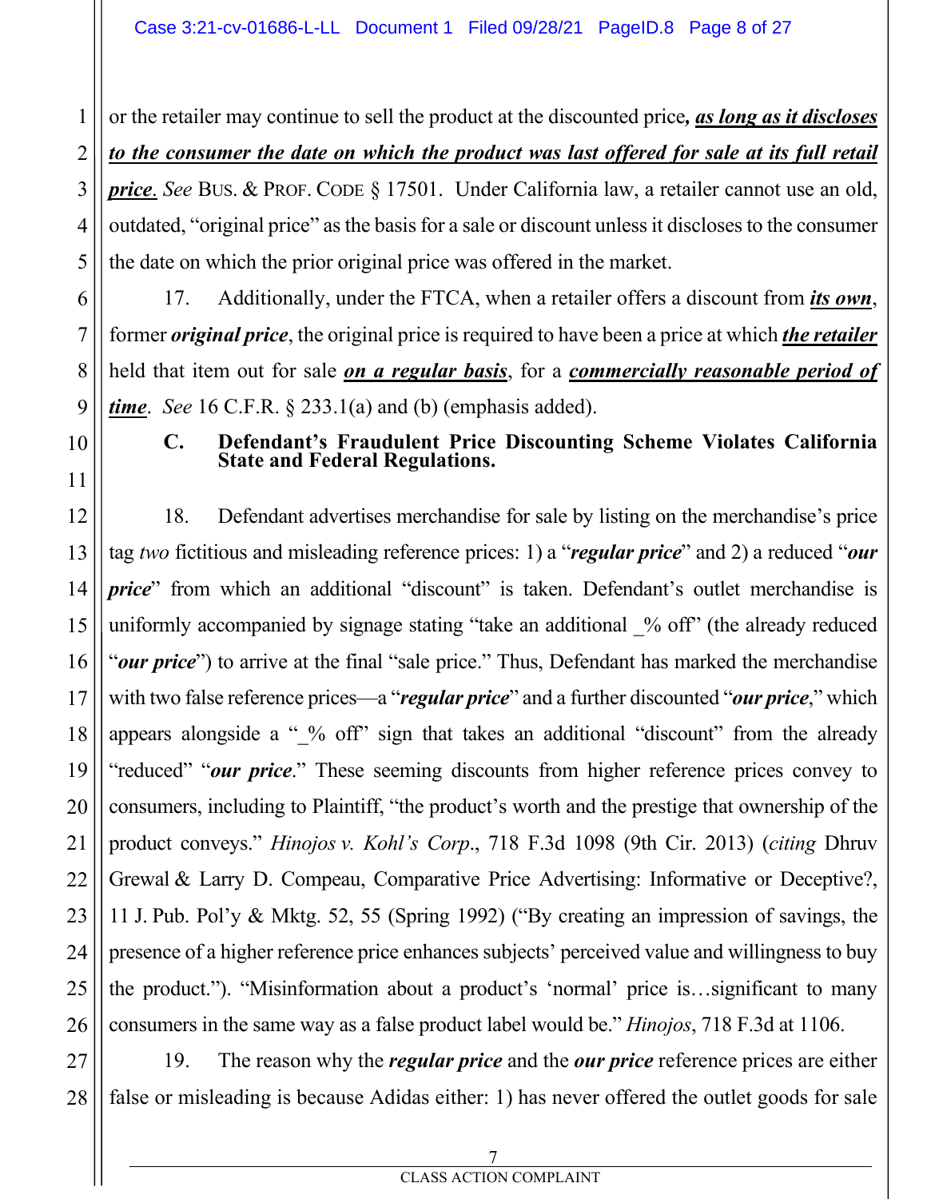or the retailer may continue to sell the product at the discounted price***, as long as it discloses to the consumer the date on which the product was last offered for sale at its full retail price***. *See* BUS. & PROF. CODE § 17501. Under California law, a retailer cannot use an old, outdated, "original price" as the basis for a sale or discount unless it discloses to the consumer the date on which the prior original price was offered in the market.

17. Additionally, under the FTCA, when a retailer offers a discount from ***its own***, former ***original price***, the original price is required to have been a price at which ***the retailer*** held that item out for sale ***on a regular basis***, for a ***commercially reasonable period of time***. *See* 16 C.F.R. § 233.1(a) and (b) (emphasis added).

### C. Defendant's Fraudulent Price Discounting Scheme Violates California State and Federal Regulations.

18. Defendant advertises merchandise for sale by listing on the merchandise's price tag *two* fictitious and misleading reference prices: 1) a "***regular price***" and 2) a reduced "***our price***" from which an additional "discount" is taken. Defendant's outlet merchandise is uniformly accompanied by signage stating "take an additional _% off" (the already reduced "***our price***") to arrive at the final "sale price." Thus, Defendant has marked the merchandise with two false reference prices—a "***regular price***" and a further discounted "***our price***," which appears alongside a "_% off" sign that takes an additional "discount" from the already "reduced" "***our price***." These seeming discounts from higher reference prices convey to consumers, including to Plaintiff, "the product's worth and the prestige that ownership of the product conveys." *Hinojos v. Kohl's Corp*., 718 F.3d 1098 (9th Cir. 2013) (*citing* Dhruv Grewal & Larry D. Compeau, Comparative Price Advertising: Informative or Deceptive?, 11 J. Pub. Pol'y & Mktg. 52, 55 (Spring 1992) ("By creating an impression of savings, the presence of a higher reference price enhances subjects' perceived value and willingness to buy the product."). "Misinformation about a product's 'normal' price is…significant to many consumers in the same way as a false product label would be." *Hinojos*, 718 F.3d at 1106.

19. The reason why the ***regular price*** and the ***our price*** reference prices are either false or misleading is because Adidas either: 1) has never offered the outlet goods for sale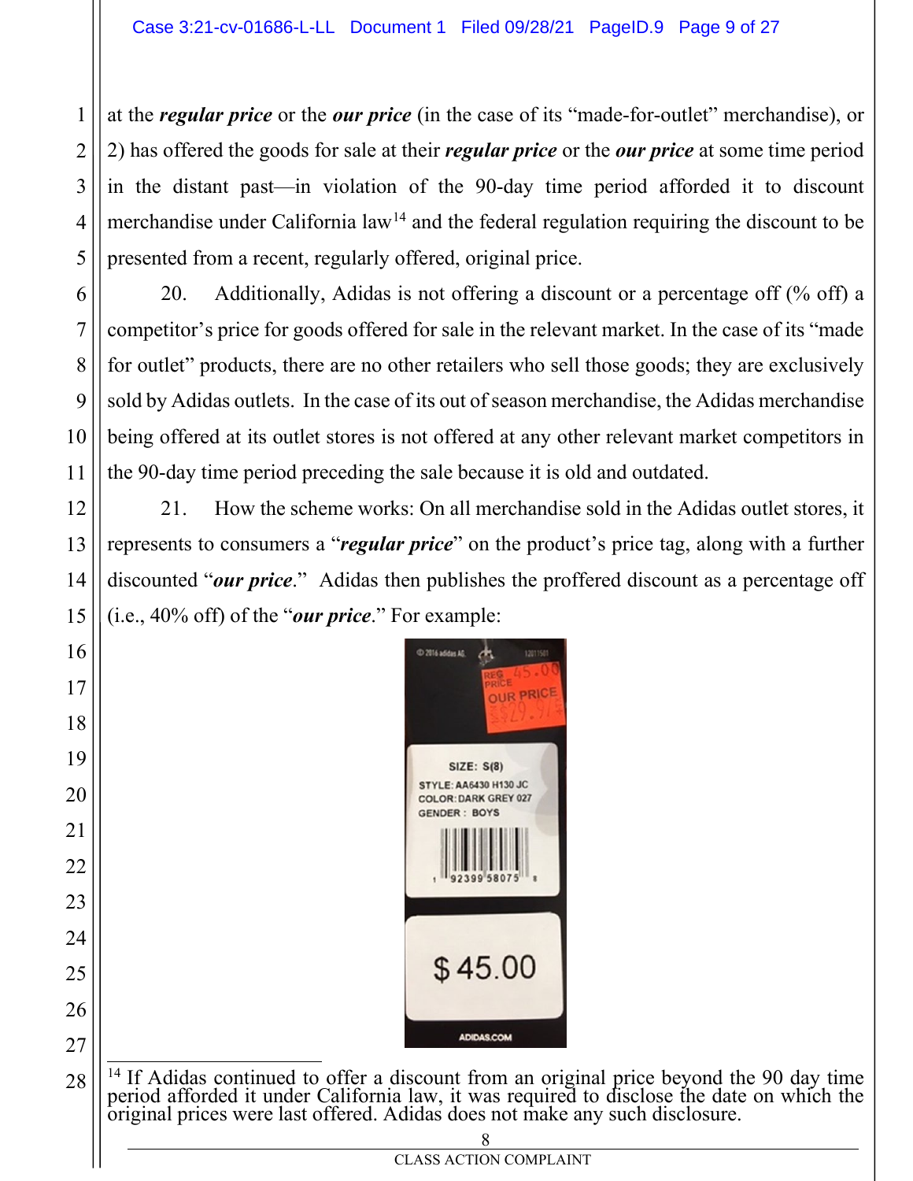at the ***regular price*** or the ***our price*** (in the case of its "made-for-outlet" merchandise), or 2) has offered the goods for sale at their ***regular price*** or the ***our price*** at some time period in the distant past—in violation of the 90-day time period afforded it to discount merchandise under California law[14] and the federal regulation requiring the discount to be presented from a recent, regularly offered, original price.

20. Additionally, Adidas is not offering a discount or a percentage off (% off) a competitor's price for goods offered for sale in the relevant market. In the case of its "made for outlet" products, there are no other retailers who sell those goods; they are exclusively sold by Adidas outlets. In the case of its out of season merchandise, the Adidas merchandise being offered at its outlet stores is not offered at any other relevant market competitors in the 90-day time period preceding the sale because it is old and outdated.

21. How the scheme works: On all merchandise sold in the Adidas outlet stores, it represents to consumers a "***regular price***" on the product's price tag, along with a further discounted "***our price***." Adidas then publishes the proffered discount as a percentage off (i.e., 40% off) of the "***our price***." For example:

---

[14] If Adidas continued to offer a discount from an original price beyond the 90 day time period afforded it under California law, it was required to disclose the date on which the original prices were last offered. Adidas does not make any such disclosure.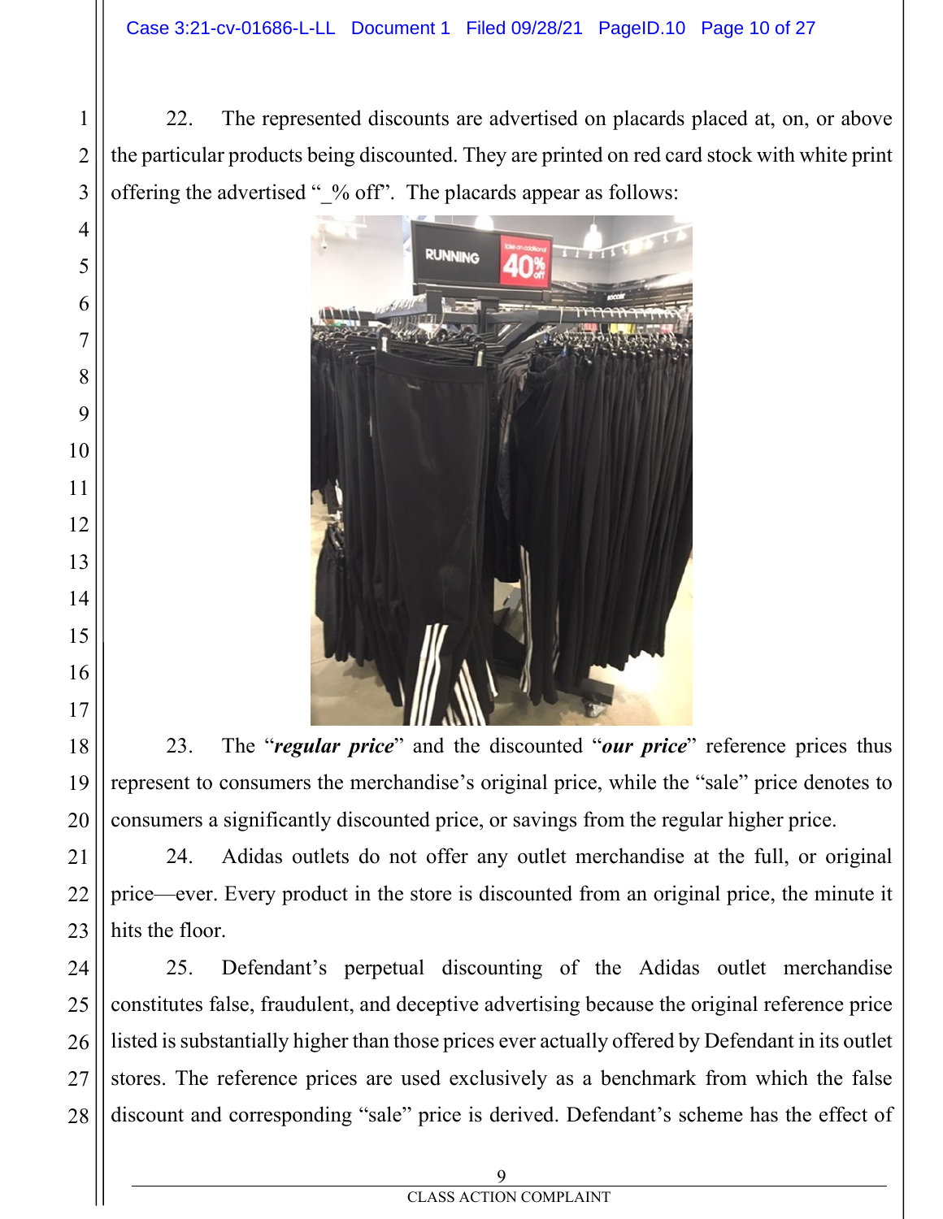22. The represented discounts are advertised on placards placed at, on, or above the particular products being discounted. They are printed on red card stock with white print offering the advertised "_% off". The placards appear as follows:

23. The "***regular price***" and the discounted "***our price***" reference prices thus represent to consumers the merchandise's original price, while the "sale" price denotes to consumers a significantly discounted price, or savings from the regular higher price.

24. Adidas outlets do not offer any outlet merchandise at the full, or original price—ever. Every product in the store is discounted from an original price, the minute it hits the floor.

25. Defendant's perpetual discounting of the Adidas outlet merchandise constitutes false, fraudulent, and deceptive advertising because the original reference price listed is substantially higher than those prices ever actually offered by Defendant in its outlet stores. The reference prices are used exclusively as a benchmark from which the false discount and corresponding "sale" price is derived. Defendant's scheme has the effect of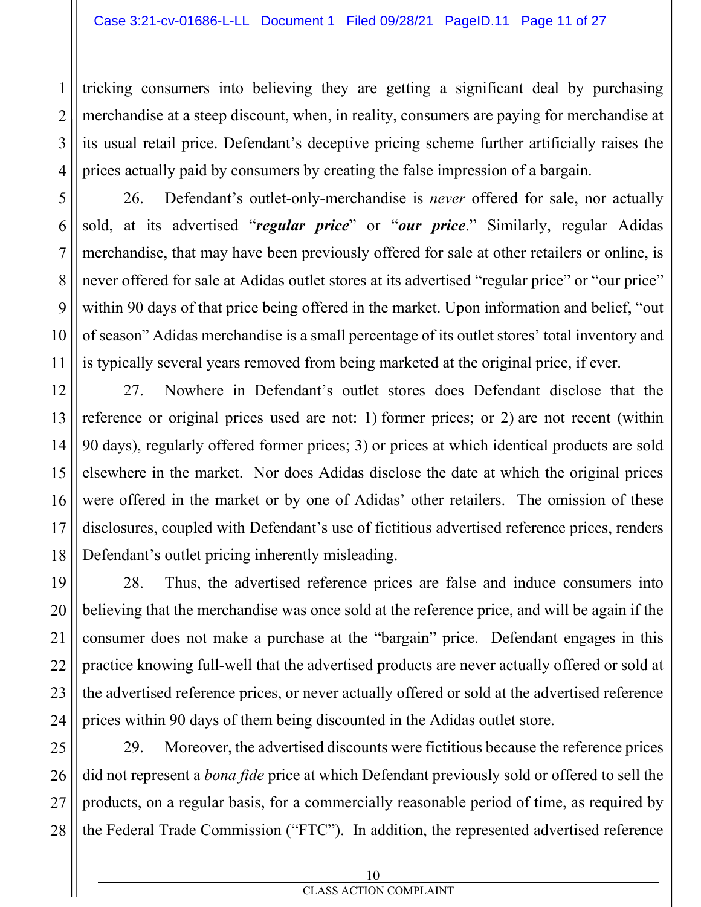tricking consumers into believing they are getting a significant deal by purchasing merchandise at a steep discount, when, in reality, consumers are paying for merchandise at its usual retail price. Defendant's deceptive pricing scheme further artificially raises the prices actually paid by consumers by creating the false impression of a bargain.

26. Defendant's outlet-only-merchandise is *never* offered for sale, nor actually sold, at its advertised "***regular price***" or "***our price***." Similarly, regular Adidas merchandise, that may have been previously offered for sale at other retailers or online, is never offered for sale at Adidas outlet stores at its advertised "regular price" or "our price" within 90 days of that price being offered in the market. Upon information and belief, "out of season" Adidas merchandise is a small percentage of its outlet stores' total inventory and is typically several years removed from being marketed at the original price, if ever.

27. Nowhere in Defendant's outlet stores does Defendant disclose that the reference or original prices used are not: 1) former prices; or 2) are not recent (within 90 days), regularly offered former prices; 3) or prices at which identical products are sold elsewhere in the market. Nor does Adidas disclose the date at which the original prices were offered in the market or by one of Adidas' other retailers. The omission of these disclosures, coupled with Defendant's use of fictitious advertised reference prices, renders Defendant's outlet pricing inherently misleading.

28. Thus, the advertised reference prices are false and induce consumers into believing that the merchandise was once sold at the reference price, and will be again if the consumer does not make a purchase at the "bargain" price. Defendant engages in this practice knowing full-well that the advertised products are never actually offered or sold at the advertised reference prices, or never actually offered or sold at the advertised reference prices within 90 days of them being discounted in the Adidas outlet store.

29. Moreover, the advertised discounts were fictitious because the reference prices did not represent a *bona fide* price at which Defendant previously sold or offered to sell the products, on a regular basis, for a commercially reasonable period of time, as required by the Federal Trade Commission ("FTC"). In addition, the represented advertised reference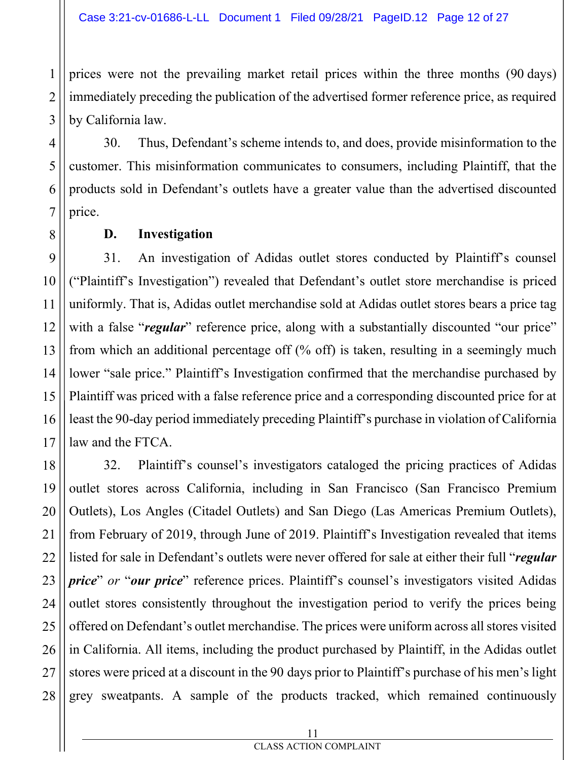prices were not the prevailing market retail prices within the three months (90 days) immediately preceding the publication of the advertised former reference price, as required by California law.

30. Thus, Defendant's scheme intends to, and does, provide misinformation to the customer. This misinformation communicates to consumers, including Plaintiff, that the products sold in Defendant's outlets have a greater value than the advertised discounted price.

### D. Investigation

31. An investigation of Adidas outlet stores conducted by Plaintiff's counsel ("Plaintiff's Investigation") revealed that Defendant's outlet store merchandise is priced uniformly. That is, Adidas outlet merchandise sold at Adidas outlet stores bears a price tag with a false "***regular***" reference price, along with a substantially discounted "our price" from which an additional percentage off (% off) is taken, resulting in a seemingly much lower "sale price." Plaintiff's Investigation confirmed that the merchandise purchased by Plaintiff was priced with a false reference price and a corresponding discounted price for at least the 90-day period immediately preceding Plaintiff's purchase in violation of California law and the FTCA.

32. Plaintiff's counsel's investigators cataloged the pricing practices of Adidas outlet stores across California, including in San Francisco (San Francisco Premium Outlets), Los Angles (Citadel Outlets) and San Diego (Las Americas Premium Outlets), from February of 2019, through June of 2019. Plaintiff's Investigation revealed that items listed for sale in Defendant's outlets were never offered for sale at either their full "***regular price***" *or* "***our price***" reference prices. Plaintiff's counsel's investigators visited Adidas outlet stores consistently throughout the investigation period to verify the prices being offered on Defendant's outlet merchandise. The prices were uniform across all stores visited in California. All items, including the product purchased by Plaintiff, in the Adidas outlet stores were priced at a discount in the 90 days prior to Plaintiff's purchase of his men's light grey sweatpants. A sample of the products tracked, which remained continuously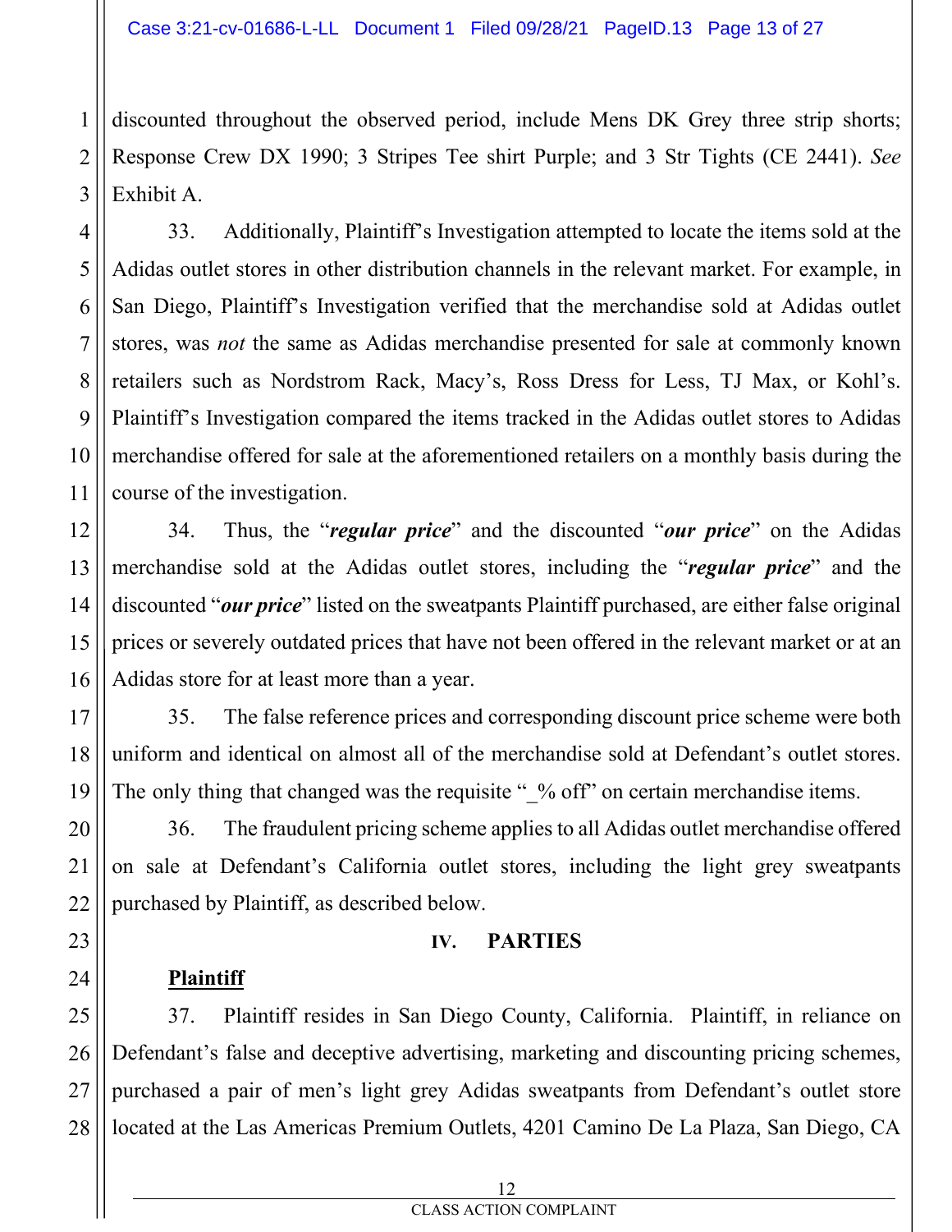discounted throughout the observed period, include Mens DK Grey three strip shorts; Response Crew DX 1990; 3 Stripes Tee shirt Purple; and 3 Str Tights (CE 2441). *See* Exhibit A.

33. Additionally, Plaintiff's Investigation attempted to locate the items sold at the Adidas outlet stores in other distribution channels in the relevant market. For example, in San Diego, Plaintiff's Investigation verified that the merchandise sold at Adidas outlet stores, was *not* the same as Adidas merchandise presented for sale at commonly known retailers such as Nordstrom Rack, Macy's, Ross Dress for Less, TJ Max, or Kohl's. Plaintiff's Investigation compared the items tracked in the Adidas outlet stores to Adidas merchandise offered for sale at the aforementioned retailers on a monthly basis during the course of the investigation.

34. Thus, the "***regular price***" and the discounted "***our price***" on the Adidas merchandise sold at the Adidas outlet stores, including the "***regular price***" and the discounted "***our price***" listed on the sweatpants Plaintiff purchased, are either false original prices or severely outdated prices that have not been offered in the relevant market or at an Adidas store for at least more than a year.

35. The false reference prices and corresponding discount price scheme were both uniform and identical on almost all of the merchandise sold at Defendant's outlet stores. The only thing that changed was the requisite "_% off" on certain merchandise items.

36. The fraudulent pricing scheme applies to all Adidas outlet merchandise offered on sale at Defendant's California outlet stores, including the light grey sweatpants purchased by Plaintiff, as described below.

## IV. PARTIES

**Plaintiff**

37. Plaintiff resides in San Diego County, California. Plaintiff, in reliance on Defendant's false and deceptive advertising, marketing and discounting pricing schemes, purchased a pair of men's light grey Adidas sweatpants from Defendant's outlet store located at the Las Americas Premium Outlets, 4201 Camino De La Plaza, San Diego, CA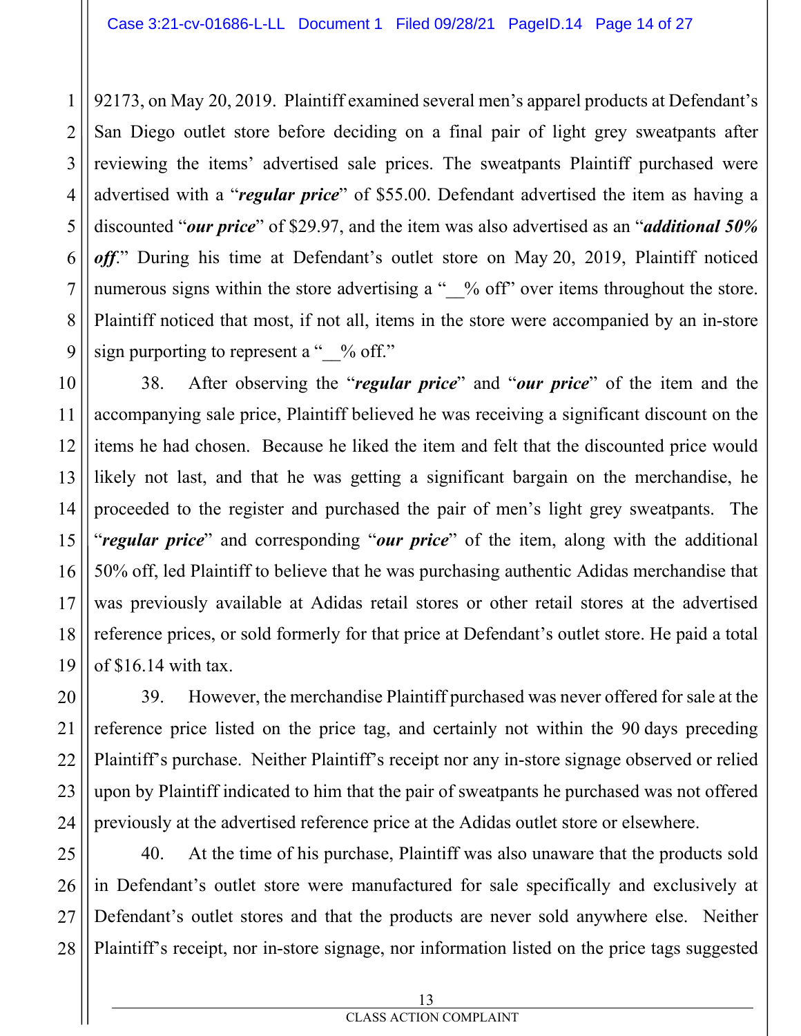92173, on May 20, 2019. Plaintiff examined several men's apparel products at Defendant's San Diego outlet store before deciding on a final pair of light grey sweatpants after reviewing the items' advertised sale prices. The sweatpants Plaintiff purchased were advertised with a "***regular price***" of $55.00. Defendant advertised the item as having a discounted "***our price***" of $29.97, and the item was also advertised as an "***additional 50% off***." During his time at Defendant's outlet store on May 20, 2019, Plaintiff noticed numerous signs within the store advertising a "__% off" over items throughout the store. Plaintiff noticed that most, if not all, items in the store were accompanied by an in-store sign purporting to represent a "__% off."

38. After observing the "***regular price***" and "***our price***" of the item and the accompanying sale price, Plaintiff believed he was receiving a significant discount on the items he had chosen. Because he liked the item and felt that the discounted price would likely not last, and that he was getting a significant bargain on the merchandise, he proceeded to the register and purchased the pair of men's light grey sweatpants. The "***regular price***" and corresponding "***our price***" of the item, along with the additional 50% off, led Plaintiff to believe that he was purchasing authentic Adidas merchandise that was previously available at Adidas retail stores or other retail stores at the advertised reference prices, or sold formerly for that price at Defendant's outlet store. He paid a total of $16.14 with tax.

39. However, the merchandise Plaintiff purchased was never offered for sale at the reference price listed on the price tag, and certainly not within the 90 days preceding Plaintiff's purchase. Neither Plaintiff's receipt nor any in-store signage observed or relied upon by Plaintiff indicated to him that the pair of sweatpants he purchased was not offered previously at the advertised reference price at the Adidas outlet store or elsewhere.

40. At the time of his purchase, Plaintiff was also unaware that the products sold in Defendant's outlet store were manufactured for sale specifically and exclusively at Defendant's outlet stores and that the products are never sold anywhere else. Neither Plaintiff's receipt, nor in-store signage, nor information listed on the price tags suggested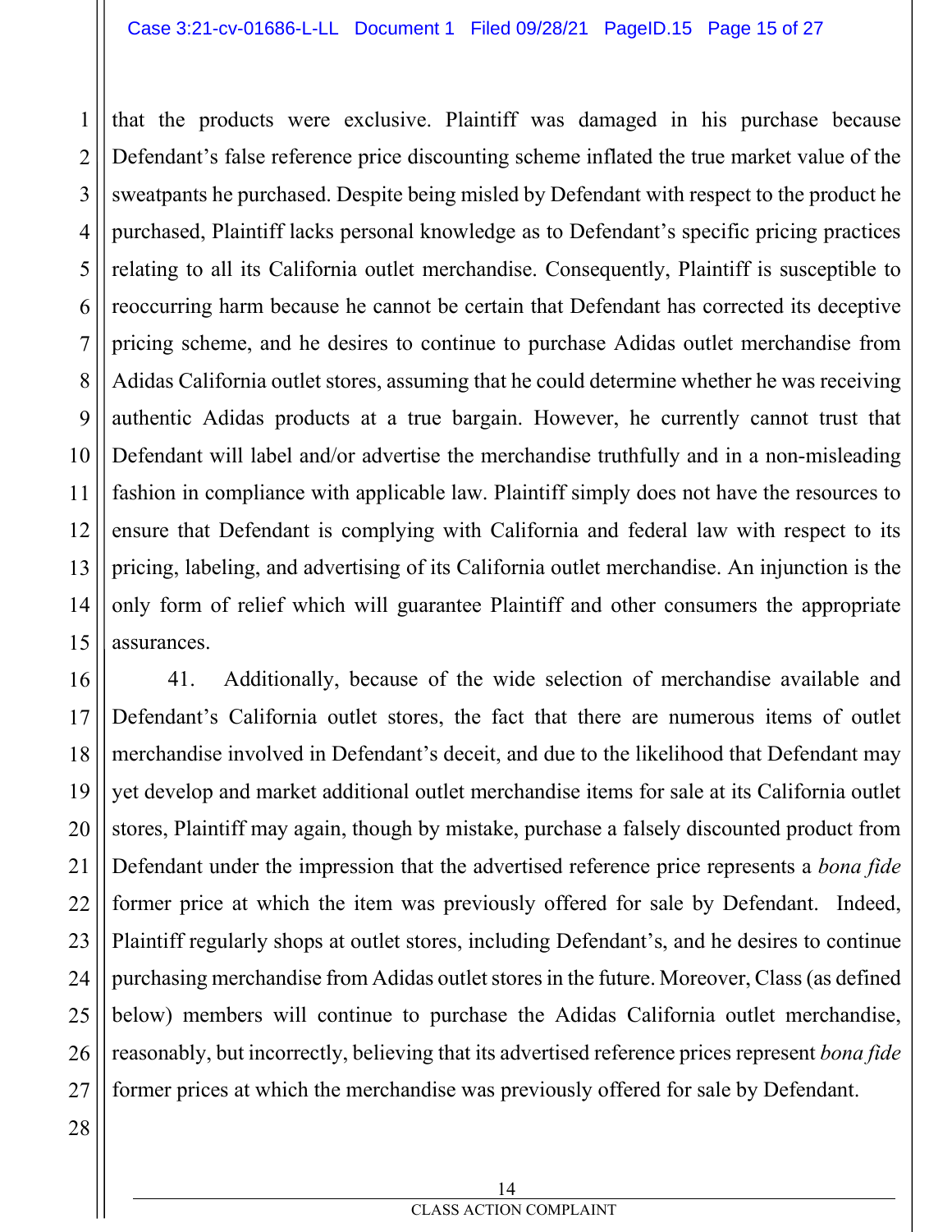that the products were exclusive. Plaintiff was damaged in his purchase because Defendant's false reference price discounting scheme inflated the true market value of the sweatpants he purchased. Despite being misled by Defendant with respect to the product he purchased, Plaintiff lacks personal knowledge as to Defendant's specific pricing practices relating to all its California outlet merchandise. Consequently, Plaintiff is susceptible to reoccurring harm because he cannot be certain that Defendant has corrected its deceptive pricing scheme, and he desires to continue to purchase Adidas outlet merchandise from Adidas California outlet stores, assuming that he could determine whether he was receiving authentic Adidas products at a true bargain. However, he currently cannot trust that Defendant will label and/or advertise the merchandise truthfully and in a non-misleading fashion in compliance with applicable law. Plaintiff simply does not have the resources to ensure that Defendant is complying with California and federal law with respect to its pricing, labeling, and advertising of its California outlet merchandise. An injunction is the only form of relief which will guarantee Plaintiff and other consumers the appropriate assurances.

41. Additionally, because of the wide selection of merchandise available and Defendant's California outlet stores, the fact that there are numerous items of outlet merchandise involved in Defendant's deceit, and due to the likelihood that Defendant may yet develop and market additional outlet merchandise items for sale at its California outlet stores, Plaintiff may again, though by mistake, purchase a falsely discounted product from Defendant under the impression that the advertised reference price represents a *bona fide* former price at which the item was previously offered for sale by Defendant. Indeed, Plaintiff regularly shops at outlet stores, including Defendant's, and he desires to continue purchasing merchandise from Adidas outlet stores in the future. Moreover, Class (as defined below) members will continue to purchase the Adidas California outlet merchandise, reasonably, but incorrectly, believing that its advertised reference prices represent *bona fide* former prices at which the merchandise was previously offered for sale by Defendant.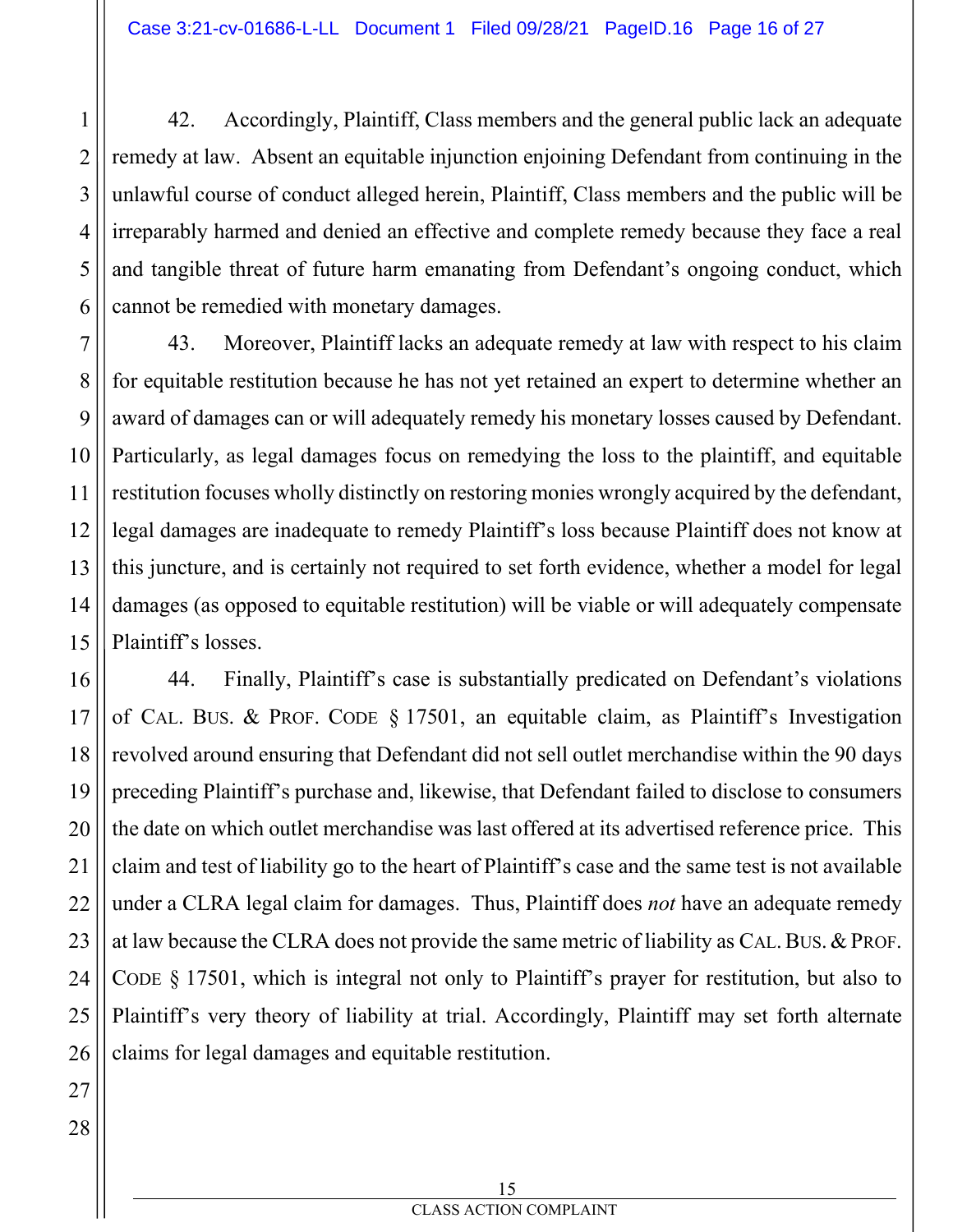42. Accordingly, Plaintiff, Class members and the general public lack an adequate remedy at law. Absent an equitable injunction enjoining Defendant from continuing in the unlawful course of conduct alleged herein, Plaintiff, Class members and the public will be irreparably harmed and denied an effective and complete remedy because they face a real and tangible threat of future harm emanating from Defendant's ongoing conduct, which cannot be remedied with monetary damages.

43. Moreover, Plaintiff lacks an adequate remedy at law with respect to his claim for equitable restitution because he has not yet retained an expert to determine whether an award of damages can or will adequately remedy his monetary losses caused by Defendant. Particularly, as legal damages focus on remedying the loss to the plaintiff, and equitable restitution focuses wholly distinctly on restoring monies wrongly acquired by the defendant, legal damages are inadequate to remedy Plaintiff's loss because Plaintiff does not know at this juncture, and is certainly not required to set forth evidence, whether a model for legal damages (as opposed to equitable restitution) will be viable or will adequately compensate Plaintiff's losses.

44. Finally, Plaintiff's case is substantially predicated on Defendant's violations of CAL. BUS. & PROF. CODE § 17501, an equitable claim, as Plaintiff's Investigation revolved around ensuring that Defendant did not sell outlet merchandise within the 90 days preceding Plaintiff's purchase and, likewise, that Defendant failed to disclose to consumers the date on which outlet merchandise was last offered at its advertised reference price. This claim and test of liability go to the heart of Plaintiff's case and the same test is not available under a CLRA legal claim for damages. Thus, Plaintiff does *not* have an adequate remedy at law because the CLRA does not provide the same metric of liability as CAL. BUS. & PROF. CODE § 17501, which is integral not only to Plaintiff's prayer for restitution, but also to Plaintiff's very theory of liability at trial. Accordingly, Plaintiff may set forth alternate claims for legal damages and equitable restitution.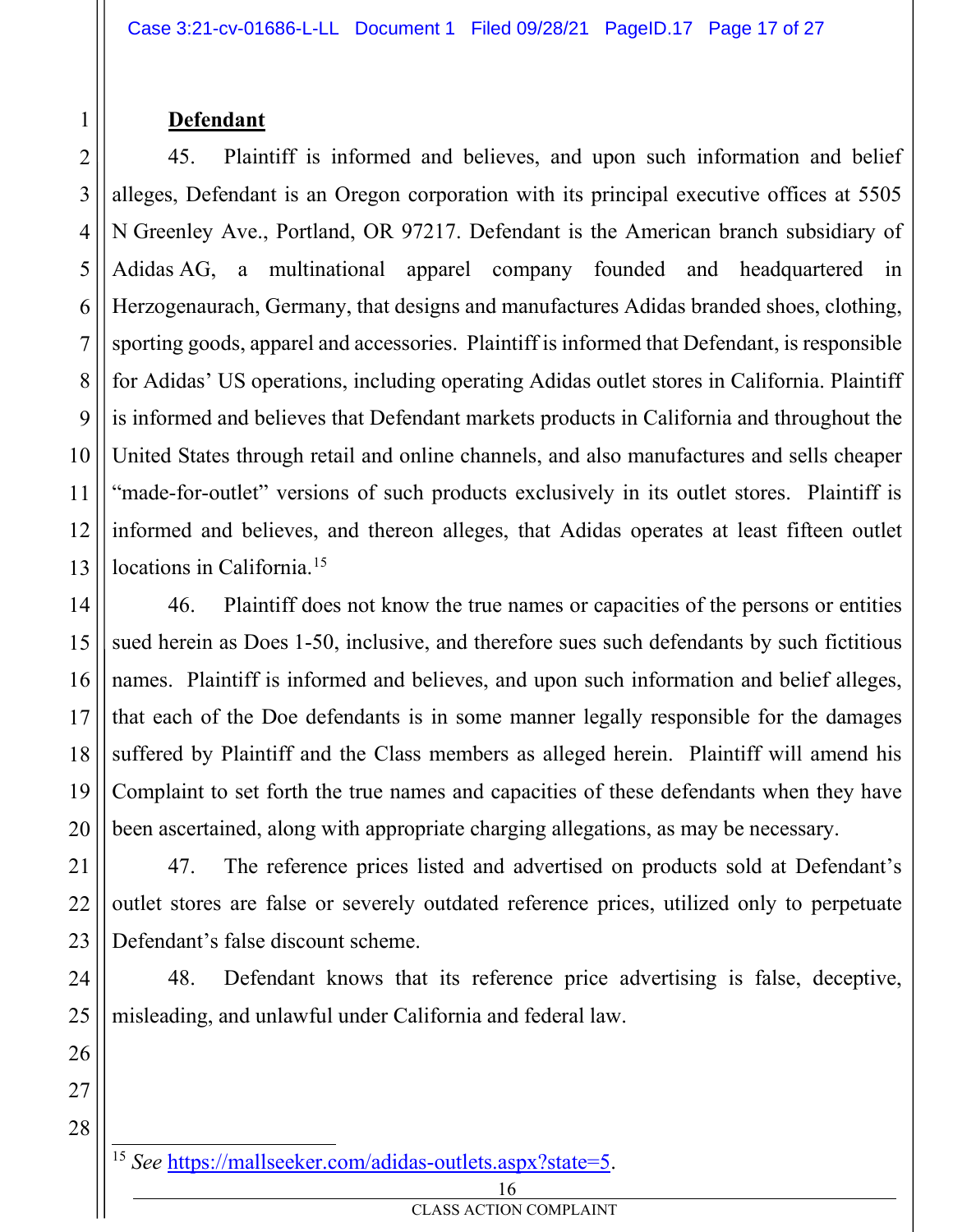**Defendant**

45. Plaintiff is informed and believes, and upon such information and belief alleges, Defendant is an Oregon corporation with its principal executive offices at 5505 N Greenley Ave., Portland, OR 97217. Defendant is the American branch subsidiary of Adidas AG, a multinational apparel company founded and headquartered in Herzogenaurach, Germany, that designs and manufactures Adidas branded shoes, clothing, sporting goods, apparel and accessories. Plaintiff is informed that Defendant, is responsible for Adidas' US operations, including operating Adidas outlet stores in California. Plaintiff is informed and believes that Defendant markets products in California and throughout the United States through retail and online channels, and also manufactures and sells cheaper "made-for-outlet" versions of such products exclusively in its outlet stores. Plaintiff is informed and believes, and thereon alleges, that Adidas operates at least fifteen outlet locations in California.[15]

46. Plaintiff does not know the true names or capacities of the persons or entities sued herein as Does 1-50, inclusive, and therefore sues such defendants by such fictitious names. Plaintiff is informed and believes, and upon such information and belief alleges, that each of the Doe defendants is in some manner legally responsible for the damages suffered by Plaintiff and the Class members as alleged herein. Plaintiff will amend his Complaint to set forth the true names and capacities of these defendants when they have been ascertained, along with appropriate charging allegations, as may be necessary.

47. The reference prices listed and advertised on products sold at Defendant's outlet stores are false or severely outdated reference prices, utilized only to perpetuate Defendant's false discount scheme.

48. Defendant knows that its reference price advertising is false, deceptive, misleading, and unlawful under California and federal law.

---

[15] *See* https://mallseeker.com/adidas-outlets.aspx?state=5.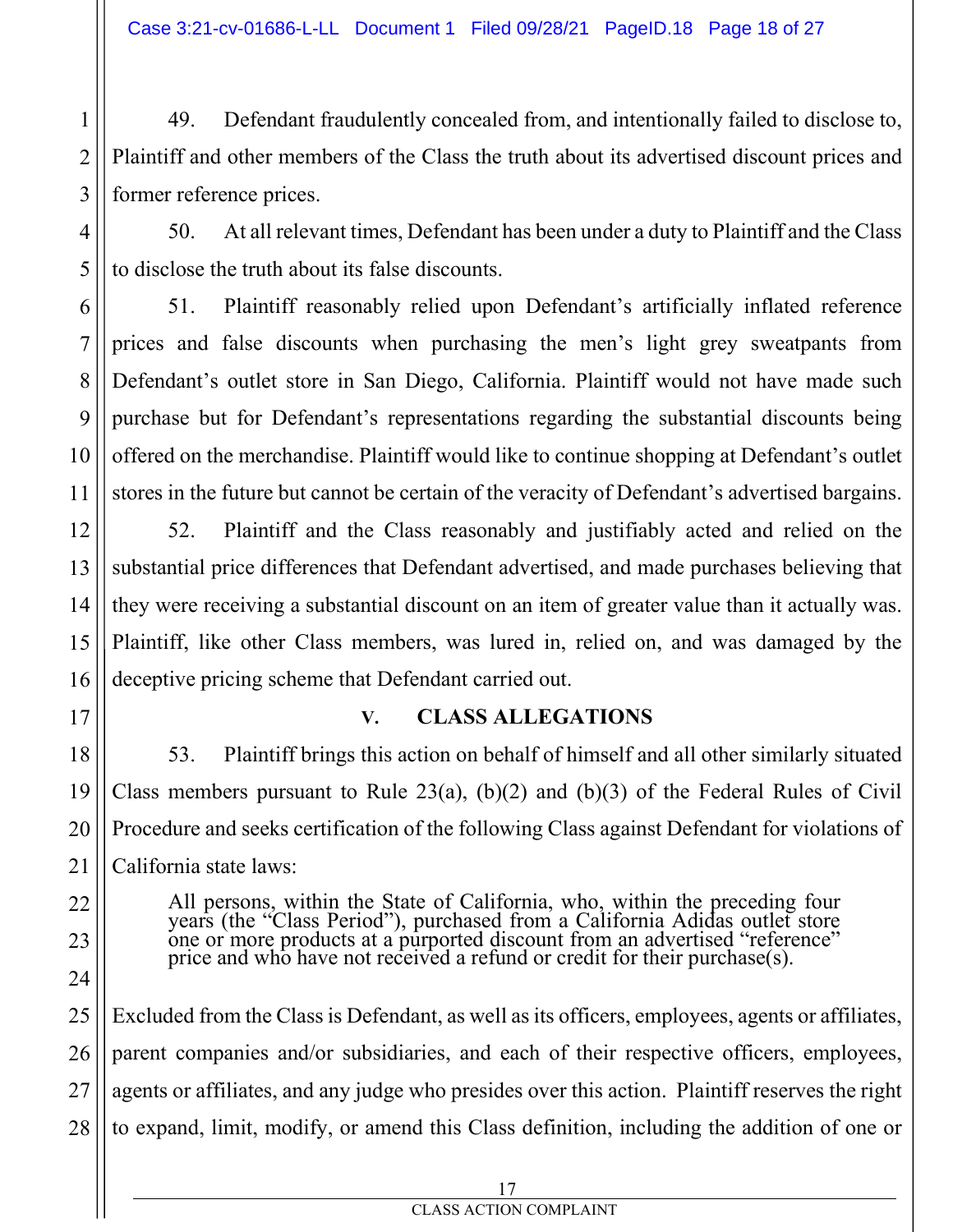49. Defendant fraudulently concealed from, and intentionally failed to disclose to, Plaintiff and other members of the Class the truth about its advertised discount prices and former reference prices.

50. At all relevant times, Defendant has been under a duty to Plaintiff and the Class to disclose the truth about its false discounts.

51. Plaintiff reasonably relied upon Defendant's artificially inflated reference prices and false discounts when purchasing the men's light grey sweatpants from Defendant's outlet store in San Diego, California. Plaintiff would not have made such purchase but for Defendant's representations regarding the substantial discounts being offered on the merchandise. Plaintiff would like to continue shopping at Defendant's outlet stores in the future but cannot be certain of the veracity of Defendant's advertised bargains.

52. Plaintiff and the Class reasonably and justifiably acted and relied on the substantial price differences that Defendant advertised, and made purchases believing that they were receiving a substantial discount on an item of greater value than it actually was. Plaintiff, like other Class members, was lured in, relied on, and was damaged by the deceptive pricing scheme that Defendant carried out.

## V. CLASS ALLEGATIONS

53. Plaintiff brings this action on behalf of himself and all other similarly situated Class members pursuant to Rule 23(a), (b)(2) and (b)(3) of the Federal Rules of Civil Procedure and seeks certification of the following Class against Defendant for violations of California state laws:

> All persons, within the State of California, who, within the preceding four years (the "Class Period"), purchased from a California Adidas outlet store one or more products at a purported discount from an advertised "reference" price and who have not received a refund or credit for their purchase(s).

Excluded from the Class is Defendant, as well as its officers, employees, agents or affiliates, parent companies and/or subsidiaries, and each of their respective officers, employees, agents or affiliates, and any judge who presides over this action. Plaintiff reserves the right to expand, limit, modify, or amend this Class definition, including the addition of one or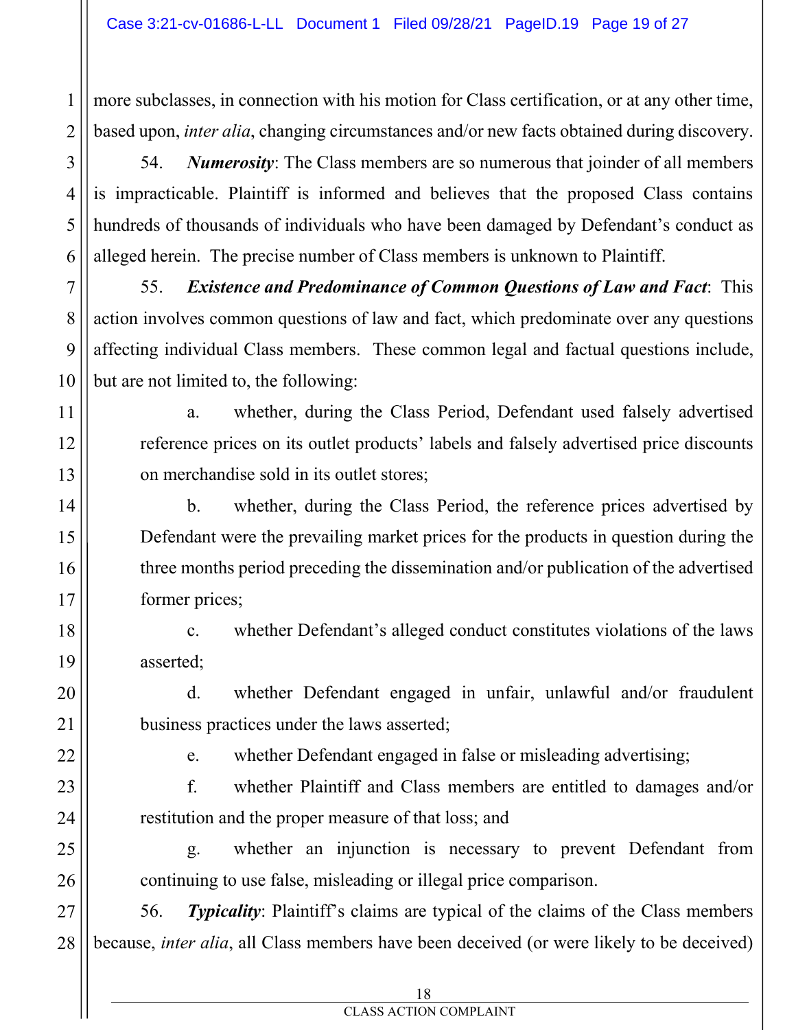more subclasses, in connection with his motion for Class certification, or at any other time, based upon, *inter alia*, changing circumstances and/or new facts obtained during discovery.

54. ***Numerosity***: The Class members are so numerous that joinder of all members is impracticable. Plaintiff is informed and believes that the proposed Class contains hundreds of thousands of individuals who have been damaged by Defendant's conduct as alleged herein. The precise number of Class members is unknown to Plaintiff.

55. ***Existence and Predominance of Common Questions of Law and Fact***: This action involves common questions of law and fact, which predominate over any questions affecting individual Class members. These common legal and factual questions include, but are not limited to, the following:

a. whether, during the Class Period, Defendant used falsely advertised reference prices on its outlet products' labels and falsely advertised price discounts on merchandise sold in its outlet stores;

b. whether, during the Class Period, the reference prices advertised by Defendant were the prevailing market prices for the products in question during the three months period preceding the dissemination and/or publication of the advertised former prices;

c. whether Defendant's alleged conduct constitutes violations of the laws asserted;

d. whether Defendant engaged in unfair, unlawful and/or fraudulent business practices under the laws asserted;

e. whether Defendant engaged in false or misleading advertising;

f. whether Plaintiff and Class members are entitled to damages and/or restitution and the proper measure of that loss; and

g. whether an injunction is necessary to prevent Defendant from continuing to use false, misleading or illegal price comparison.

56. ***Typicality***: Plaintiff's claims are typical of the claims of the Class members because, *inter alia*, all Class members have been deceived (or were likely to be deceived)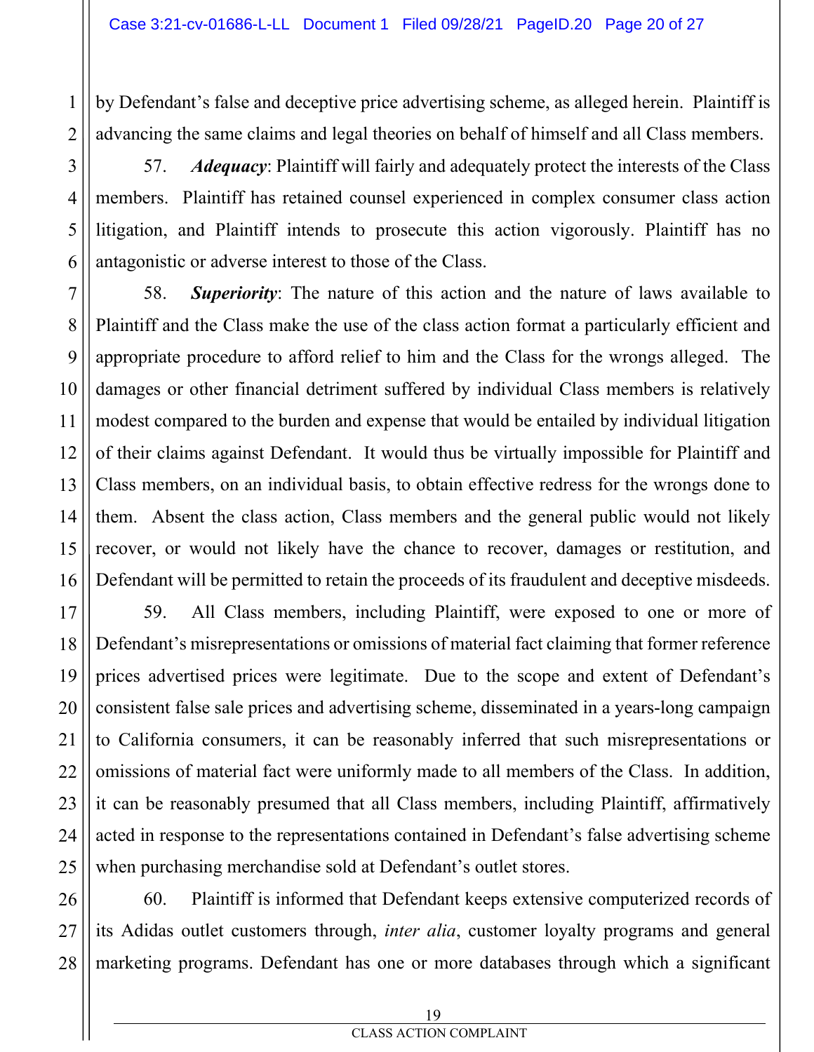by Defendant's false and deceptive price advertising scheme, as alleged herein. Plaintiff is advancing the same claims and legal theories on behalf of himself and all Class members.

57. ***Adequacy***: Plaintiff will fairly and adequately protect the interests of the Class members. Plaintiff has retained counsel experienced in complex consumer class action litigation, and Plaintiff intends to prosecute this action vigorously. Plaintiff has no antagonistic or adverse interest to those of the Class.

58. ***Superiority***: The nature of this action and the nature of laws available to Plaintiff and the Class make the use of the class action format a particularly efficient and appropriate procedure to afford relief to him and the Class for the wrongs alleged. The damages or other financial detriment suffered by individual Class members is relatively modest compared to the burden and expense that would be entailed by individual litigation of their claims against Defendant. It would thus be virtually impossible for Plaintiff and Class members, on an individual basis, to obtain effective redress for the wrongs done to them. Absent the class action, Class members and the general public would not likely recover, or would not likely have the chance to recover, damages or restitution, and Defendant will be permitted to retain the proceeds of its fraudulent and deceptive misdeeds.

59. All Class members, including Plaintiff, were exposed to one or more of Defendant's misrepresentations or omissions of material fact claiming that former reference prices advertised prices were legitimate. Due to the scope and extent of Defendant's consistent false sale prices and advertising scheme, disseminated in a years-long campaign to California consumers, it can be reasonably inferred that such misrepresentations or omissions of material fact were uniformly made to all members of the Class. In addition, it can be reasonably presumed that all Class members, including Plaintiff, affirmatively acted in response to the representations contained in Defendant's false advertising scheme when purchasing merchandise sold at Defendant's outlet stores.

60. Plaintiff is informed that Defendant keeps extensive computerized records of its Adidas outlet customers through, *inter alia*, customer loyalty programs and general marketing programs. Defendant has one or more databases through which a significant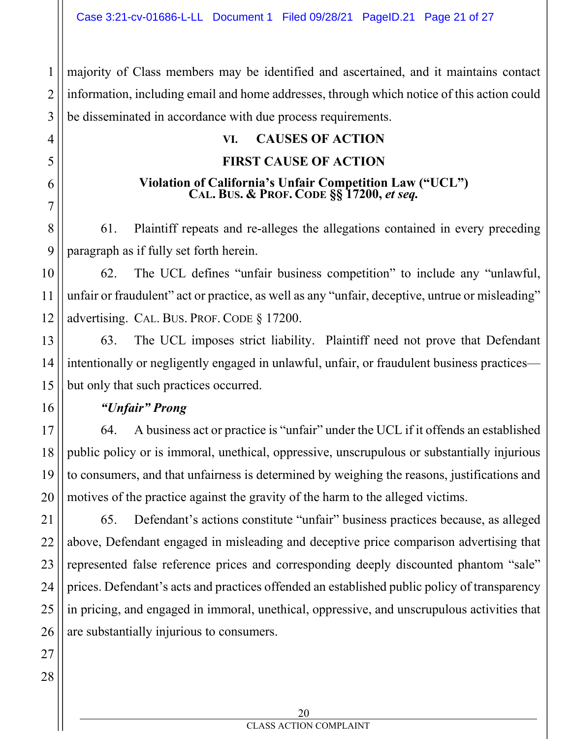majority of Class members may be identified and ascertained, and it maintains contact information, including email and home addresses, through which notice of this action could be disseminated in accordance with due process requirements.

## VI. CAUSES OF ACTION

### FIRST CAUSE OF ACTION

### Violation of California's Unfair Competition Law ("UCL") CAL. BUS. & PROF. CODE §§ 17200, *et seq.*

61. Plaintiff repeats and re-alleges the allegations contained in every preceding paragraph as if fully set forth herein.

62. The UCL defines "unfair business competition" to include any "unlawful, unfair or fraudulent" act or practice, as well as any "unfair, deceptive, untrue or misleading" advertising. CAL. BUS. PROF. CODE § 17200.

63. The UCL imposes strict liability. Plaintiff need not prove that Defendant intentionally or negligently engaged in unlawful, unfair, or fraudulent business practices—but only that such practices occurred.

***"Unfair" Prong***

64. A business act or practice is "unfair" under the UCL if it offends an established public policy or is immoral, unethical, oppressive, unscrupulous or substantially injurious to consumers, and that unfairness is determined by weighing the reasons, justifications and motives of the practice against the gravity of the harm to the alleged victims.

65. Defendant's actions constitute "unfair" business practices because, as alleged above, Defendant engaged in misleading and deceptive price comparison advertising that represented false reference prices and corresponding deeply discounted phantom "sale" prices. Defendant's acts and practices offended an established public policy of transparency in pricing, and engaged in immoral, unethical, oppressive, and unscrupulous activities that are substantially injurious to consumers.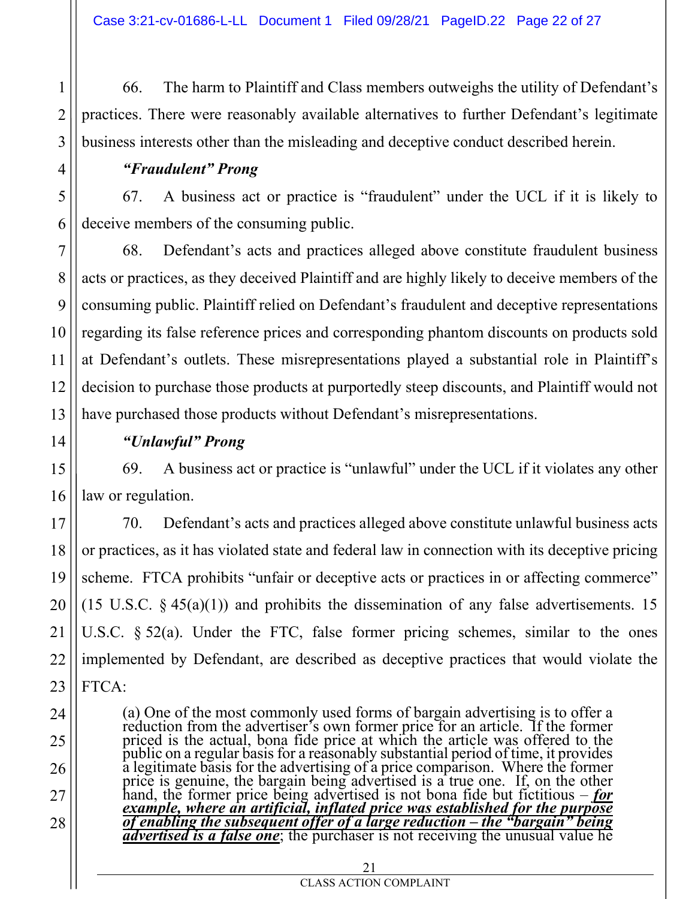66. The harm to Plaintiff and Class members outweighs the utility of Defendant's practices. There were reasonably available alternatives to further Defendant's legitimate business interests other than the misleading and deceptive conduct described herein.

***"Fraudulent" Prong***

67. A business act or practice is "fraudulent" under the UCL if it is likely to deceive members of the consuming public.

68. Defendant's acts and practices alleged above constitute fraudulent business acts or practices, as they deceived Plaintiff and are highly likely to deceive members of the consuming public. Plaintiff relied on Defendant's fraudulent and deceptive representations regarding its false reference prices and corresponding phantom discounts on products sold at Defendant's outlets. These misrepresentations played a substantial role in Plaintiff's decision to purchase those products at purportedly steep discounts, and Plaintiff would not have purchased those products without Defendant's misrepresentations.

***"Unlawful" Prong***

69. A business act or practice is "unlawful" under the UCL if it violates any other law or regulation.

70. Defendant's acts and practices alleged above constitute unlawful business acts or practices, as it has violated state and federal law in connection with its deceptive pricing scheme. FTCA prohibits "unfair or deceptive acts or practices in or affecting commerce" (15 U.S.C. § 45(a)(1)) and prohibits the dissemination of any false advertisements. 15 U.S.C. § 52(a). Under the FTC, false former pricing schemes, similar to the ones implemented by Defendant, are described as deceptive practices that would violate the FTCA:

> (a) One of the most commonly used forms of bargain advertising is to offer a reduction from the advertiser's own former price for an article. If the former priced is the actual, bona fide price at which the article was offered to the public on a regular basis for a reasonably substantial period of time, it provides a legitimate basis for the advertising of a price comparison. Where the former price is genuine, the bargain being advertised is a true one. If, on the other hand, the former price being advertised is not bona fide but fictitious – ***for example, where an artificial, inflated price was established for the purpose of enabling the subsequent offer of a large reduction – the "bargain" being advertised is a false one***; the purchaser is not receiving the unusual value he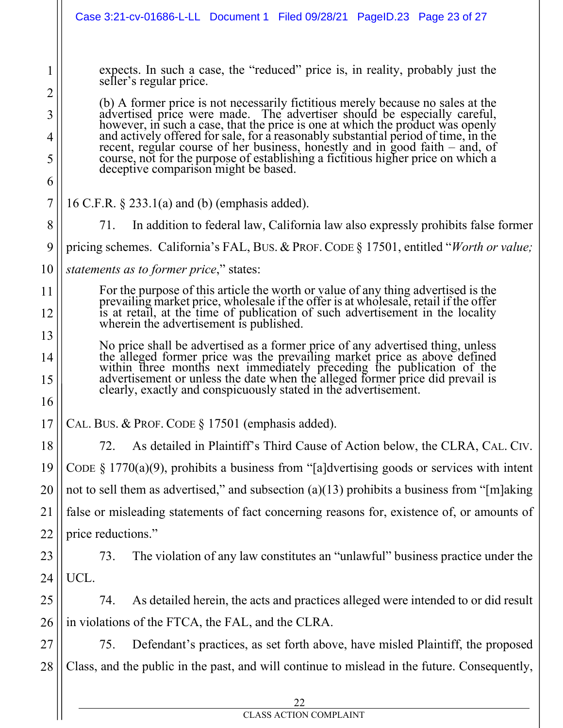> expects. In such a case, the "reduced" price is, in reality, probably just the seller's regular price.
>
> (b) A former price is not necessarily fictitious merely because no sales at the advertised price were made. The advertiser should be especially careful, however, in such a case, that the price is one at which the product was openly and actively offered for sale, for a reasonably substantial period of time, in the recent, regular course of her business, honestly and in good faith – and, of course, not for the purpose of establishing a fictitious higher price on which a deceptive comparison might be based.

16 C.F.R. § 233.1(a) and (b) (emphasis added).

71. In addition to federal law, California law also expressly prohibits false former pricing schemes. California's FAL, BUS. & PROF. CODE § 17501, entitled "*Worth or value; statements as to former price*," states:

> For the purpose of this article the worth or value of any thing advertised is the prevailing market price, wholesale if the offer is at wholesale, retail if the offer is at retail, at the time of publication of such advertisement in the locality wherein the advertisement is published.
>
> No price shall be advertised as a former price of any advertised thing, unless the alleged former price was the prevailing market price as above defined within three months next immediately preceding the publication of the advertisement or unless the date when the alleged former price did prevail is clearly, exactly and conspicuously stated in the advertisement.

CAL. BUS. & PROF. CODE § 17501 (emphasis added).

72. As detailed in Plaintiff's Third Cause of Action below, the CLRA, CAL. CIV. CODE § 1770(a)(9), prohibits a business from "[a]dvertising goods or services with intent not to sell them as advertised," and subsection (a)(13) prohibits a business from "[m]aking false or misleading statements of fact concerning reasons for, existence of, or amounts of price reductions."

73. The violation of any law constitutes an "unlawful" business practice under the UCL.

74. As detailed herein, the acts and practices alleged were intended to or did result in violations of the FTCA, the FAL, and the CLRA.

75. Defendant's practices, as set forth above, have misled Plaintiff, the proposed Class, and the public in the past, and will continue to mislead in the future. Consequently,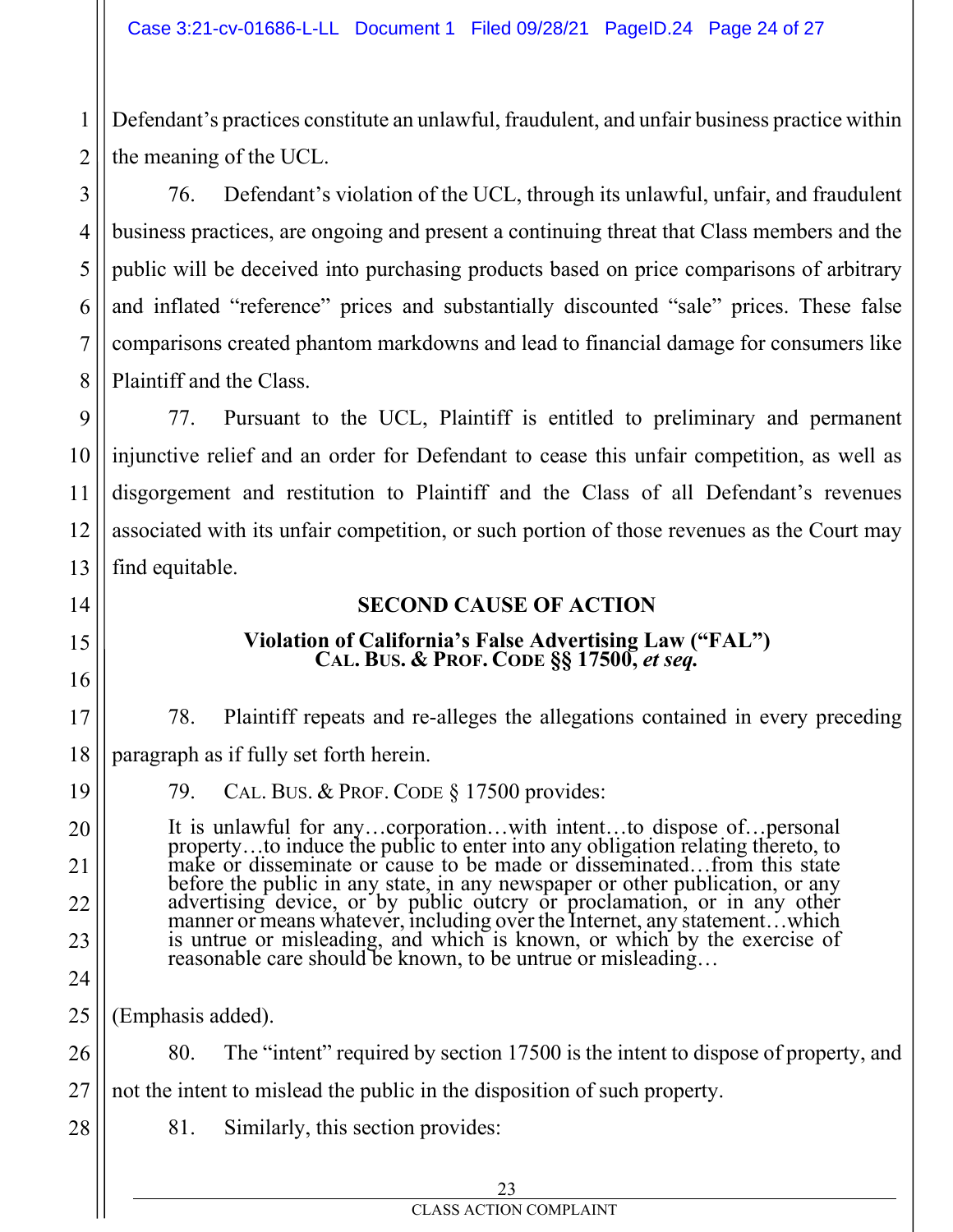Defendant's practices constitute an unlawful, fraudulent, and unfair business practice within the meaning of the UCL.

76. Defendant's violation of the UCL, through its unlawful, unfair, and fraudulent business practices, are ongoing and present a continuing threat that Class members and the public will be deceived into purchasing products based on price comparisons of arbitrary and inflated "reference" prices and substantially discounted "sale" prices. These false comparisons created phantom markdowns and lead to financial damage for consumers like Plaintiff and the Class.

77. Pursuant to the UCL, Plaintiff is entitled to preliminary and permanent injunctive relief and an order for Defendant to cease this unfair competition, as well as disgorgement and restitution to Plaintiff and the Class of all Defendant's revenues associated with its unfair competition, or such portion of those revenues as the Court may find equitable.

## SECOND CAUSE OF ACTION

### Violation of California's False Advertising Law ("FAL") CAL. BUS. & PROF. CODE §§ 17500, *et seq.*

78. Plaintiff repeats and re-alleges the allegations contained in every preceding paragraph as if fully set forth herein.

79. CAL. BUS. & PROF. CODE § 17500 provides:

> It is unlawful for any…corporation…with intent…to dispose of…personal property…to induce the public to enter into any obligation relating thereto, to make or disseminate or cause to be made or disseminated…from this state before the public in any state, in any newspaper or other publication, or any advertising device, or by public outcry or proclamation, or in any other manner or means whatever, including over the Internet, any statement…which is untrue or misleading, and which is known, or which by the exercise of reasonable care should be known, to be untrue or misleading…

(Emphasis added).

80. The "intent" required by section 17500 is the intent to dispose of property, and not the intent to mislead the public in the disposition of such property.

81. Similarly, this section provides: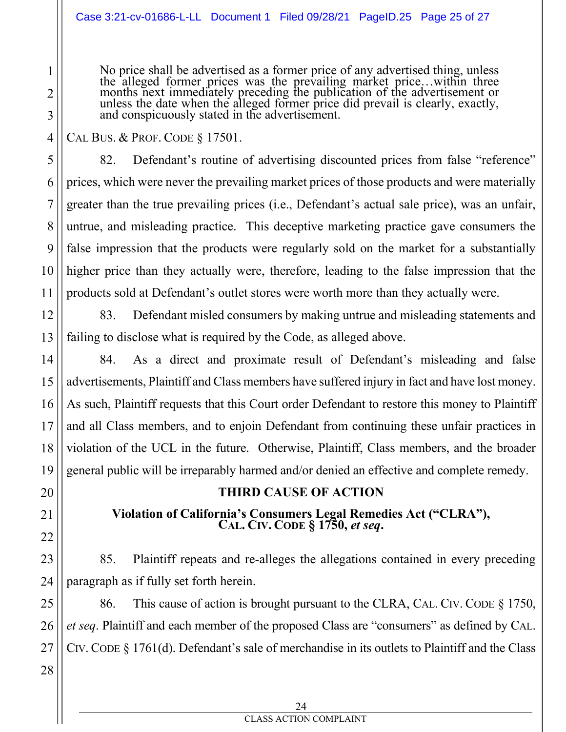> No price shall be advertised as a former price of any advertised thing, unless the alleged former prices was the prevailing market price…within three months next immediately preceding the publication of the advertisement or unless the date when the alleged former price did prevail is clearly, exactly, and conspicuously stated in the advertisement.

CAL BUS. & PROF. CODE § 17501.

82. Defendant's routine of advertising discounted prices from false "reference" prices, which were never the prevailing market prices of those products and were materially greater than the true prevailing prices (i.e., Defendant's actual sale price), was an unfair, untrue, and misleading practice. This deceptive marketing practice gave consumers the false impression that the products were regularly sold on the market for a substantially higher price than they actually were, therefore, leading to the false impression that the products sold at Defendant's outlet stores were worth more than they actually were.

83. Defendant misled consumers by making untrue and misleading statements and failing to disclose what is required by the Code, as alleged above.

84. As a direct and proximate result of Defendant's misleading and false advertisements, Plaintiff and Class members have suffered injury in fact and have lost money. As such, Plaintiff requests that this Court order Defendant to restore this money to Plaintiff and all Class members, and to enjoin Defendant from continuing these unfair practices in violation of the UCL in the future. Otherwise, Plaintiff, Class members, and the broader general public will be irreparably harmed and/or denied an effective and complete remedy.

## THIRD CAUSE OF ACTION

### Violation of California's Consumers Legal Remedies Act ("CLRA"), CAL. CIV. CODE § 1750, *et seq.*

85. Plaintiff repeats and re-alleges the allegations contained in every preceding paragraph as if fully set forth herein.

86. This cause of action is brought pursuant to the CLRA, CAL. CIV. CODE § 1750, *et seq*. Plaintiff and each member of the proposed Class are "consumers" as defined by CAL. CIV. CODE § 1761(d). Defendant's sale of merchandise in its outlets to Plaintiff and the Class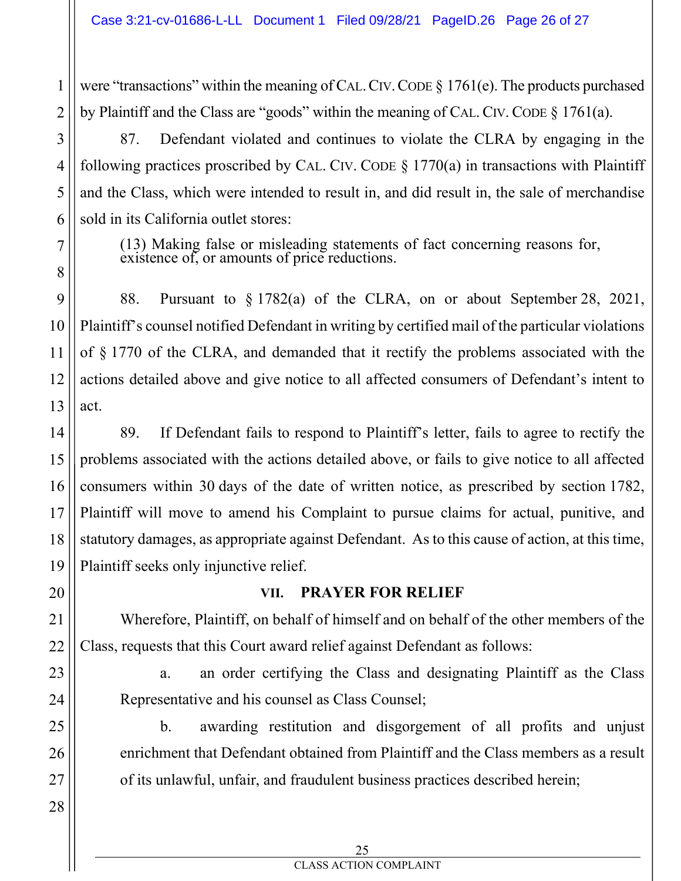were "transactions" within the meaning of CAL. CIV. CODE § 1761(e). The products purchased by Plaintiff and the Class are "goods" within the meaning of CAL. CIV. CODE § 1761(a).

87. Defendant violated and continues to violate the CLRA by engaging in the following practices proscribed by CAL. CIV. CODE § 1770(a) in transactions with Plaintiff and the Class, which were intended to result in, and did result in, the sale of merchandise sold in its California outlet stores:

> (13) Making false or misleading statements of fact concerning reasons for, existence of, or amounts of price reductions.

88. Pursuant to § 1782(a) of the CLRA, on or about September 28, 2021, Plaintiff's counsel notified Defendant in writing by certified mail of the particular violations of § 1770 of the CLRA, and demanded that it rectify the problems associated with the actions detailed above and give notice to all affected consumers of Defendant's intent to act.

89. If Defendant fails to respond to Plaintiff's letter, fails to agree to rectify the problems associated with the actions detailed above, or fails to give notice to all affected consumers within 30 days of the date of written notice, as prescribed by section 1782, Plaintiff will move to amend his Complaint to pursue claims for actual, punitive, and statutory damages, as appropriate against Defendant. As to this cause of action, at this time, Plaintiff seeks only injunctive relief.

## VII. PRAYER FOR RELIEF

Wherefore, Plaintiff, on behalf of himself and on behalf of the other members of the Class, requests that this Court award relief against Defendant as follows:

a. an order certifying the Class and designating Plaintiff as the Class Representative and his counsel as Class Counsel;

b. awarding restitution and disgorgement of all profits and unjust enrichment that Defendant obtained from Plaintiff and the Class members as a result of its unlawful, unfair, and fraudulent business practices described herein;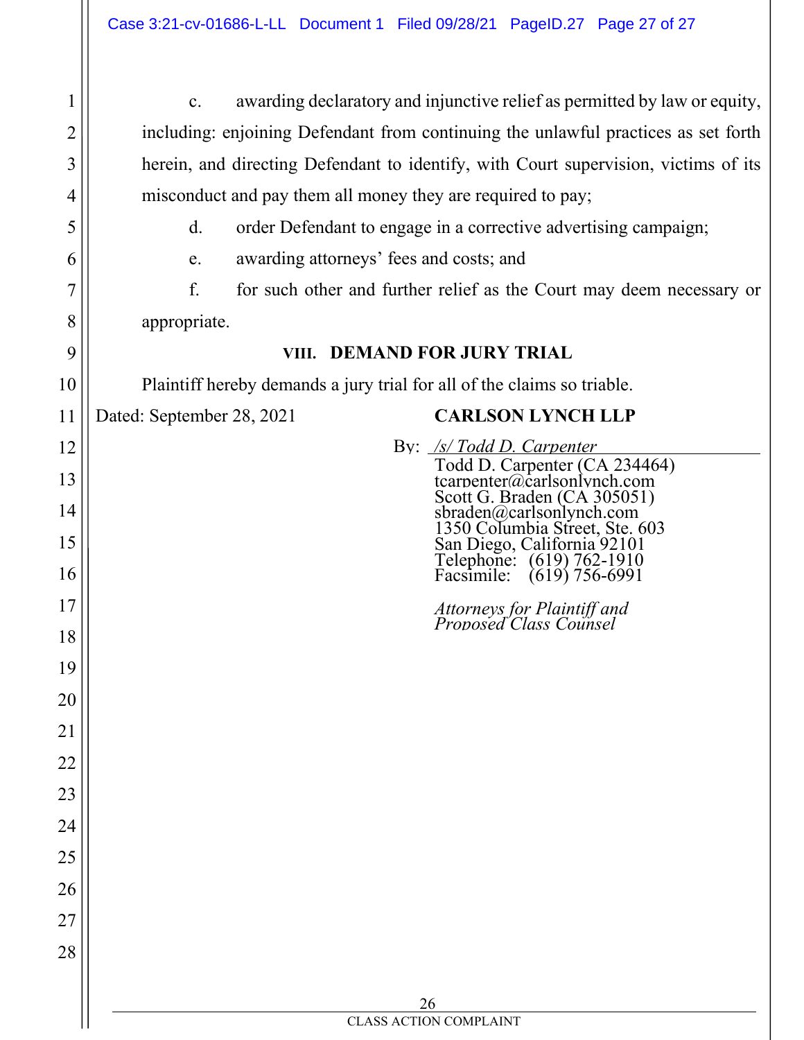c. awarding declaratory and injunctive relief as permitted by law or equity, including: enjoining Defendant from continuing the unlawful practices as set forth herein, and directing Defendant to identify, with Court supervision, victims of its misconduct and pay them all money they are required to pay;

d. order Defendant to engage in a corrective advertising campaign;

e. awarding attorneys' fees and costs; and

f. for such other and further relief as the Court may deem necessary or appropriate.

## VIII. DEMAND FOR JURY TRIAL

Plaintiff hereby demands a jury trial for all of the claims so triable.

Dated: September 28, 2021

**CARLSON LYNCH LLP**

By: */s/ Todd D. Carpenter*

Todd D. Carpenter (CA 234464)
tcarpenter@carlsonlynch.com
Scott G. Braden (CA 305051)
sbraden@carlsonlynch.com
1350 Columbia Street, Ste. 603
San Diego, California 92101
Telephone: (619) 762-1910
Facsimile: (619) 756-6991

*Attorneys for Plaintiff and Proposed Class Counsel*